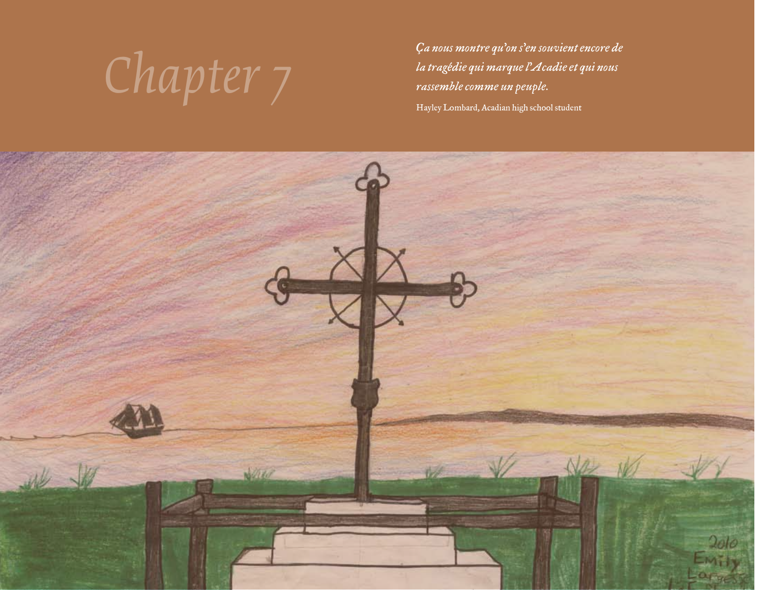# Chapter 7

*Ça nous montre qu'on s'en souvient encore de la tragédie qui marque l'Acadie et qui nous rassemble comme un peuple.*

Hayley Lombard, Acadian high school student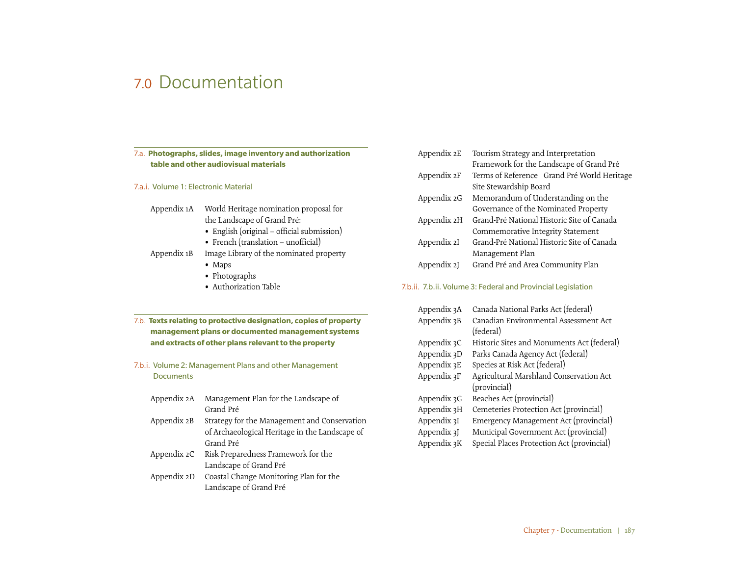# 7.0 Documentation

## 7.a. Photographs, slides, image inventory and authorization table and other audiovisual materials

### 7.a.i. Volume 1: Electronic Material

| | |
|---|---|
| Appendix 1A | World Heritage nomination proposal for the Landscape of Grand Pré:<br>• English (original – official submission)<br>• French (translation – unofficial) |
| Appendix 1B | Image Library of the nominated property<br>• Maps<br>• Photographs<br>• Authorization Table |

## 7.b. Texts relating to protective designation, copies of property management plans or documented management systems and extracts of other plans relevant to the property

### 7.b.i. Volume 2: Management Plans and other Management Documents

| | |
|---|---|
| Appendix 2A | Management Plan for the Landscape of Grand Pré |
| Appendix 2B | Strategy for the Management and Conservation of Archaeological Heritage in the Landscape of Grand Pré |
| Appendix 2C | Risk Preparedness Framework for the Landscape of Grand Pré |
| Appendix 2D | Coastal Change Monitoring Plan for the Landscape of Grand Pré |
| Appendix 2E | Tourism Strategy and Interpretation Framework for the Landscape of Grand Pré |
| Appendix 2F | Terms of Reference Grand Pré World Heritage Site Stewardship Board |
| Appendix 2G | Memorandum of Understanding on the Governance of the Nominated Property |
| Appendix 2H | Grand-Pré National Historic Site of Canada Commemorative Integrity Statement |
| Appendix 2I | Grand-Pré National Historic Site of Canada Management Plan |
| Appendix 2J | Grand Pré and Area Community Plan |

### 7.b.ii. 7.b.ii. Volume 3: Federal and Provincial Legislation

| | |
|---|---|
| Appendix 3A | Canada National Parks Act (federal) |
| Appendix 3B | Canadian Environmental Assessment Act (federal) |
| Appendix 3C | Historic Sites and Monuments Act (federal) |
| Appendix 3D | Parks Canada Agency Act (federal) |
| Appendix 3E | Species at Risk Act (federal) |
| Appendix 3F | Agricultural Marshland Conservation Act (provincial) |
| Appendix 3G | Beaches Act (provincial) |
| Appendix 3H | Cemeteries Protection Act (provincial) |
| Appendix 3I | Emergency Management Act (provincial) |
| Appendix 3J | Municipal Government Act (provincial) |
| Appendix 3K | Special Places Protection Act (provincial) |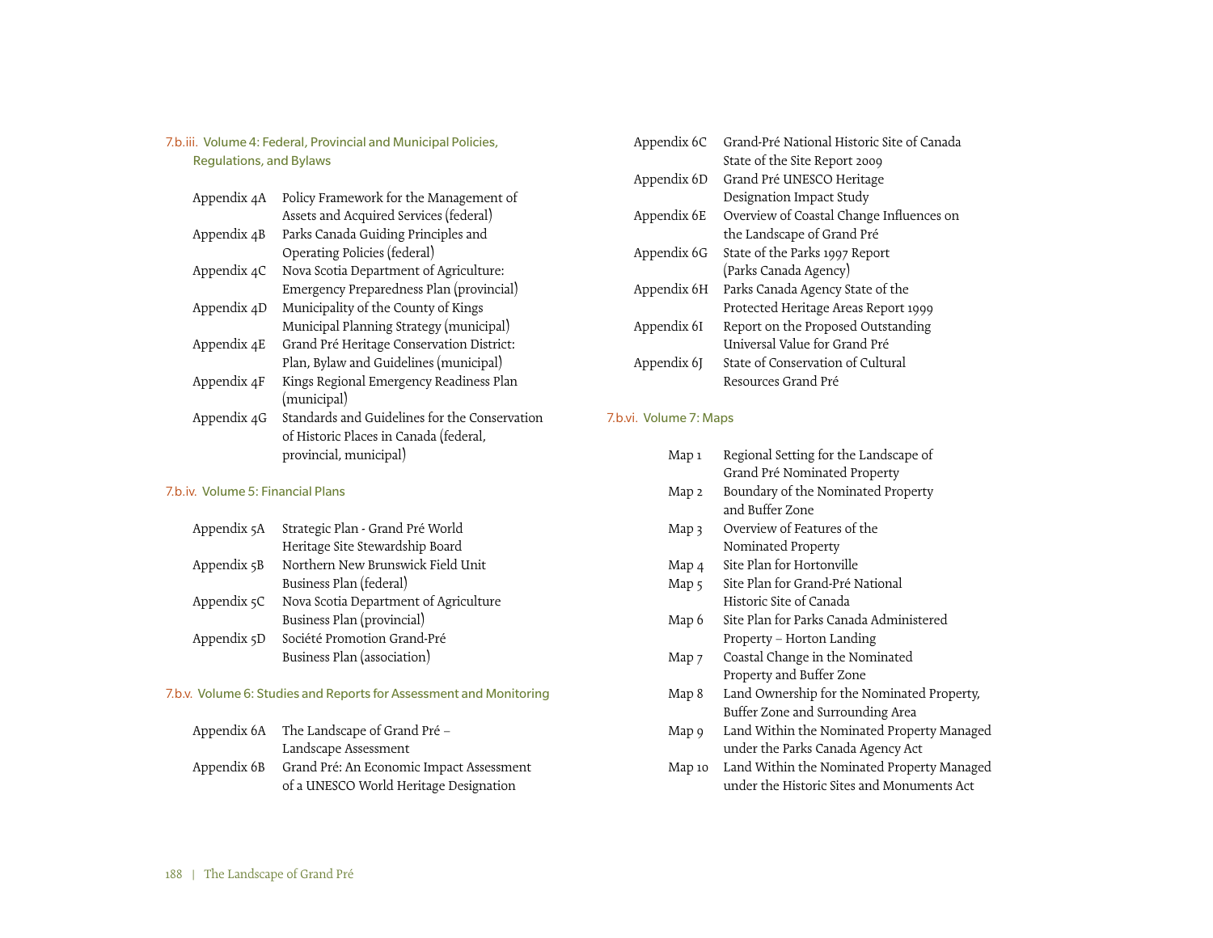### 7.b.iii. Volume 4: Federal, Provincial and Municipal Policies, Regulations, and Bylaws

| | |
|---|---|
| Appendix 4A | Policy Framework for the Management of Assets and Acquired Services (federal) |
| Appendix 4B | Parks Canada Guiding Principles and Operating Policies (federal) |
| Appendix 4C | Nova Scotia Department of Agriculture: Emergency Preparedness Plan (provincial) |
| Appendix 4D | Municipality of the County of Kings Municipal Planning Strategy (municipal) |
| Appendix 4E | Grand Pré Heritage Conservation District: Plan, Bylaw and Guidelines (municipal) |
| Appendix 4F | Kings Regional Emergency Readiness Plan (municipal) |
| Appendix 4G | Standards and Guidelines for the Conservation of Historic Places in Canada (federal, provincial, municipal) |

### 7.b.iv. Volume 5: Financial Plans

| | |
|---|---|
| Appendix 5A | Strategic Plan - Grand Pré World Heritage Site Stewardship Board |
| Appendix 5B | Northern New Brunswick Field Unit Business Plan (federal) |
| Appendix 5C | Nova Scotia Department of Agriculture Business Plan (provincial) |
| Appendix 5D | Société Promotion Grand-Pré Business Plan (association) |

### 7.b.v. Volume 6: Studies and Reports for Assessment and Monitoring

| | |
|---|---|
| Appendix 6A | The Landscape of Grand Pré – Landscape Assessment |
| Appendix 6B | Grand Pré: An Economic Impact Assessment of a UNESCO World Heritage Designation |
| Appendix 6C | Grand-Pré National Historic Site of Canada State of the Site Report 2009 |
| Appendix 6D | Grand Pré UNESCO Heritage Designation Impact Study |
| Appendix 6E | Overview of Coastal Change Influences on the Landscape of Grand Pré |
| Appendix 6G | State of the Parks 1997 Report (Parks Canada Agency) |
| Appendix 6H | Parks Canada Agency State of the Protected Heritage Areas Report 1999 |
| Appendix 6I | Report on the Proposed Outstanding Universal Value for Grand Pré |
| Appendix 6J | State of Conservation of Cultural Resources Grand Pré |

### 7.b.vi. Volume 7: Maps

| | |
|---|---|
| Map 1 | Regional Setting for the Landscape of Grand Pré Nominated Property |
| Map 2 | Boundary of the Nominated Property and Buffer Zone |
| Map 3 | Overview of Features of the Nominated Property |
| Map 4 | Site Plan for Hortonville |
| Map 5 | Site Plan for Grand-Pré National Historic Site of Canada |
| Map 6 | Site Plan for Parks Canada Administered Property – Horton Landing |
| Map 7 | Coastal Change in the Nominated Property and Buffer Zone |
| Map 8 | Land Ownership for the Nominated Property, Buffer Zone and Surrounding Area |
| Map 9 | Land Within the Nominated Property Managed under the Parks Canada Agency Act |
| Map 10 | Land Within the Nominated Property Managed under the Historic Sites and Monuments Act |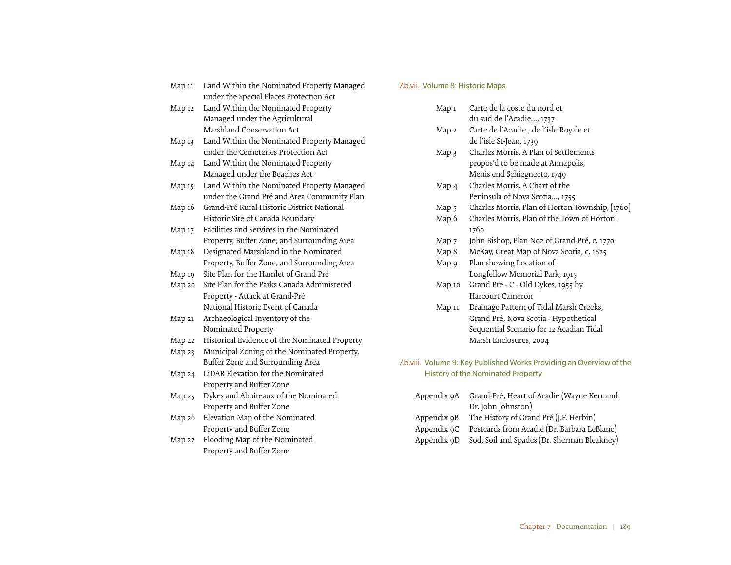- Map 11 Land Within the Nominated Property Managed under the Special Places Protection Act
- Map 12 Land Within the Nominated Property Managed under the Agricultural Marshland Conservation Act
- Map 13 Land Within the Nominated Property Managed under the Cemeteries Protection Act
- Map 14 Land Within the Nominated Property Managed under the Beaches Act
- Map 15 Land Within the Nominated Property Managed under the Grand Pré and Area Community Plan
- Map 16 Grand-Pré Rural Historic District National Historic Site of Canada Boundary
- Map 17 Facilities and Services in the Nominated Property, Buffer Zone, and Surrounding Area
- Map 18 Designated Marshland in the Nominated Property, Buffer Zone, and Surrounding Area
- Map 19 Site Plan for the Hamlet of Grand Pré
- Map 20 Site Plan for the Parks Canada Administered Property - Attack at Grand-Pré National Historic Event of Canada
- Map 21 Archaeological Inventory of the Nominated Property
- Map 22 Historical Evidence of the Nominated Property
- Map 23 Municipal Zoning of the Nominated Property, Buffer Zone and Surrounding Area
- Map 24 LiDAR Elevation for the Nominated Property and Buffer Zone
- Map 25 Dykes and Aboiteaux of the Nominated Property and Buffer Zone
- Map 26 Elevation Map of the Nominated Property and Buffer Zone
- Map 27 Flooding Map of the Nominated Property and Buffer Zone

### 7.b.vii. Volume 8: Historic Maps

- Map 1 Carte de la coste du nord et du sud de l'Acadie..., 1737
- Map 2 Carte de l'Acadie , de l'isle Royale et de l'isle St-Jean, 1739
- Map 3 Charles Morris, A Plan of Settlements propos'd to be made at Annapolis, Menis end Schiegnecto, 1749
- Map 4 Charles Morris, A Chart of the Peninsula of Nova Scotia..., 1755
- Map 5 Charles Morris, Plan of Horton Township, [1760]
- Map 6 Charles Morris, Plan of the Town of Horton, 1760
- Map 7 John Bishop, Plan No2 of Grand-Pré, c. 1770
- Map 8 McKay, Great Map of Nova Scotia, c. 1825
- Map 9 Plan showing Location of Longfellow Memorial Park, 1915
- Map 10 Grand Pré - C - Old Dykes, 1955 by Harcourt Cameron
- Map 11 Drainage Pattern of Tidal Marsh Creeks, Grand Pré, Nova Scotia - Hypothetical Sequential Scenario for 12 Acadian Tidal Marsh Enclosures, 2004

### 7.b.viii. Volume 9: Key Published Works Providing an Overview of the History of the Nominated Property

- Appendix 9A Grand-Pré, Heart of Acadie (Wayne Kerr and Dr. John Johnston)
- Appendix 9B The History of Grand Pré (J.F. Herbin)
- Appendix 9C Postcards from Acadie (Dr. Barbara LeBlanc)
- Appendix 9D Sod, Soil and Spades (Dr. Sherman Bleakney)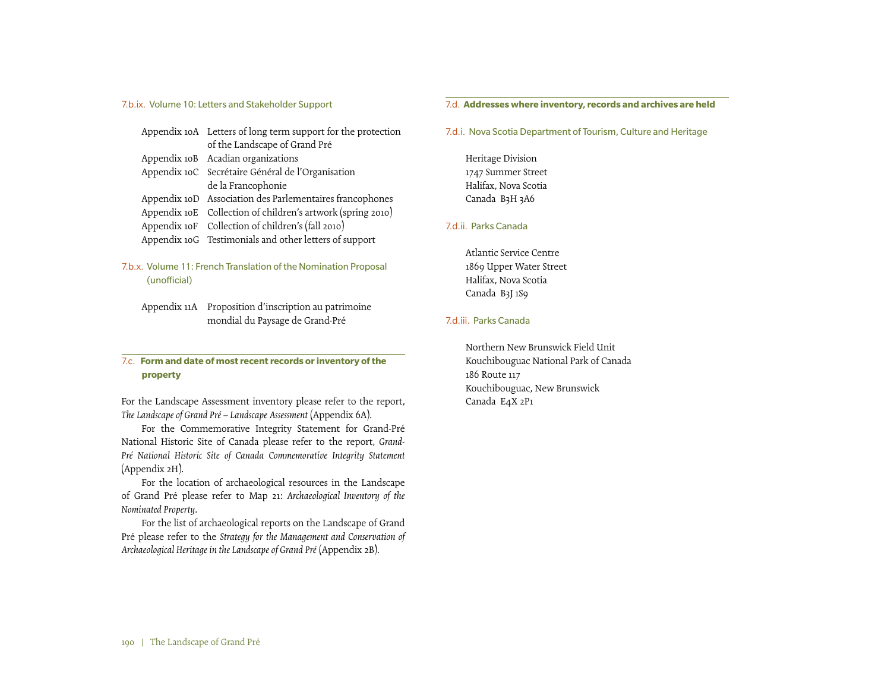### 7.b.ix. Volume 10: Letters and Stakeholder Support

- Appendix 10A Letters of long term support for the protection of the Landscape of Grand Pré
- Appendix 10B Acadian organizations
- Appendix 10C Secrétaire Général de l'Organisation de la Francophonie
- Appendix 10D Association des Parlementaires francophones
- Appendix 10E Collection of children's artwork (spring 2010)
- Appendix 10F Collection of children's (fall 2010)
- Appendix 10G Testimonials and other letters of support

### 7.b.x. Volume 11: French Translation of the Nomination Proposal (unofficial)

- Appendix 11A Proposition d'inscription au patrimoine mondial du Paysage de Grand-Pré

## 7.c. Form and date of most recent records or inventory of the property

For the Landscape Assessment inventory please refer to the report, *The Landscape of Grand Pré – Landscape Assessment* (Appendix 6A).

For the Commemorative Integrity Statement for Grand-Pré National Historic Site of Canada please refer to the report, *Grand-Pré National Historic Site of Canada Commemorative Integrity Statement* (Appendix 2H).

For the location of archaeological resources in the Landscape of Grand Pré please refer to Map 21: *Archaeological Inventory of the Nominated Property*.

For the list of archaeological reports on the Landscape of Grand Pré please refer to the *Strategy for the Management and Conservation of Archaeological Heritage in the Landscape of Grand Pré* (Appendix 2B).

## 7.d. Addresses where inventory, records and archives are held

### 7.d.i. Nova Scotia Department of Tourism, Culture and Heritage

Heritage Division
1747 Summer Street
Halifax, Nova Scotia
Canada B3H 3A6

### 7.d.ii. Parks Canada

Atlantic Service Centre
1869 Upper Water Street
Halifax, Nova Scotia
Canada B3J 1S9

### 7.d.iii. Parks Canada

Northern New Brunswick Field Unit
Kouchibouguac National Park of Canada
186 Route 117
Kouchibouguac, New Brunswick
Canada E4X 2P1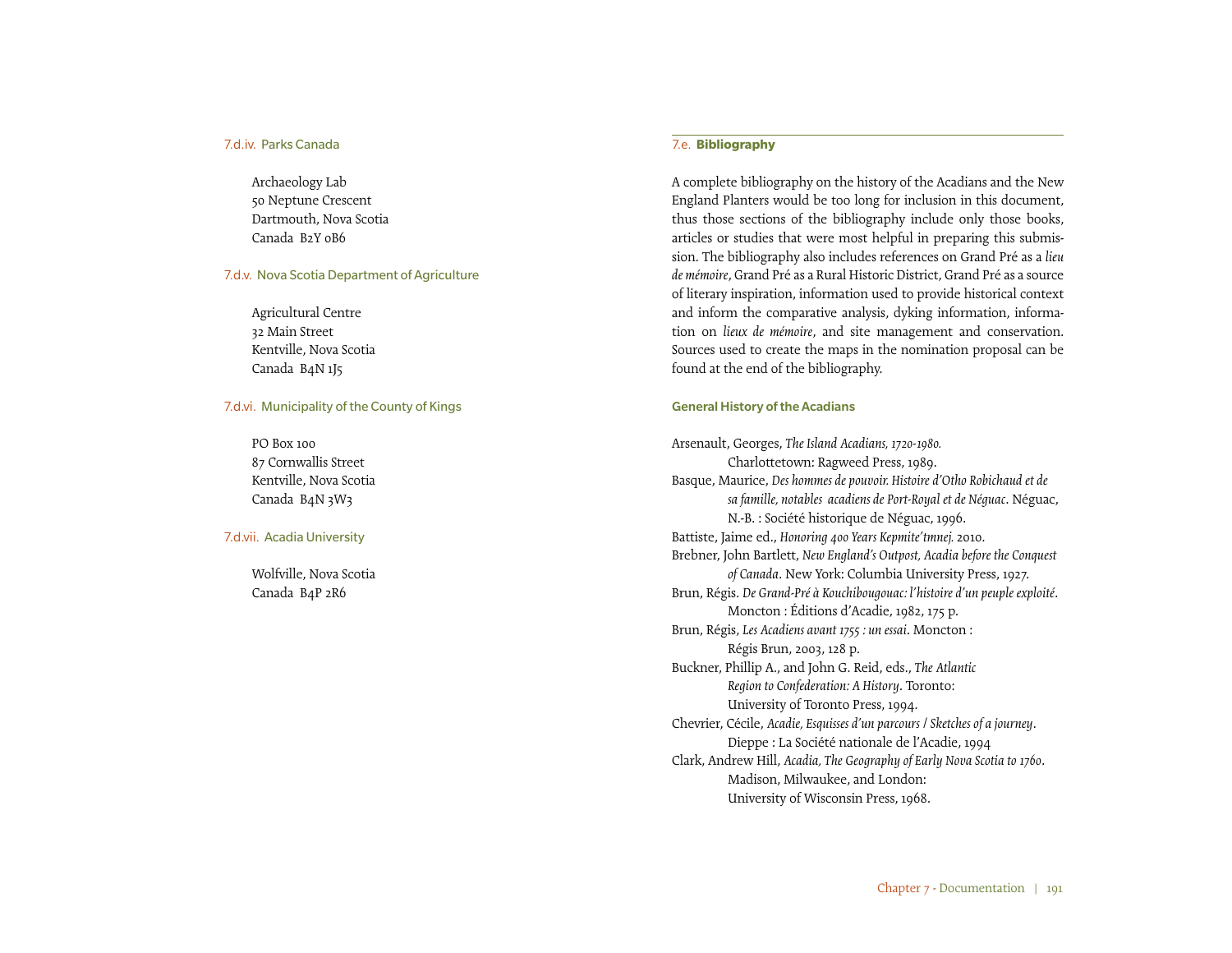### 7.d.iv. Parks Canada

Archaeology Lab
50 Neptune Crescent
Dartmouth, Nova Scotia
Canada B2Y 0B6

### 7.d.v. Nova Scotia Department of Agriculture

Agricultural Centre
32 Main Street
Kentville, Nova Scotia
Canada B4N 1J5

### 7.d.vi. Municipality of the County of Kings

PO Box 100
87 Cornwallis Street
Kentville, Nova Scotia
Canada B4N 3W3

### 7.d.vii. Acadia University

Wolfville, Nova Scotia
Canada B4P 2R6

## 7.e. **Bibliography**

A complete bibliography on the history of the Acadians and the New England Planters would be too long for inclusion in this document, thus those sections of the bibliography include only those books, articles or studies that were most helpful in preparing this submission. The bibliography also includes references on Grand Pré as a *lieu de mémoire*, Grand Pré as a Rural Historic District, Grand Pré as a source of literary inspiration, information used to provide historical context and inform the comparative analysis, dyking information, information on *lieux de mémoire*, and site management and conservation. Sources used to create the maps in the nomination proposal can be found at the end of the bibliography.

### General History of the Acadians

Arsenault, Georges, *The Island Acadians, 1720-1980.* Charlottetown: Ragweed Press, 1989.

Basque, Maurice, *Des hommes de pouvoir. Histoire d'Otho Robichaud et de sa famille, notables acadiens de Port-Royal et de Néguac*. Néguac, N.-B. : Société historique de Néguac, 1996.

Battiste, Jaime ed., *Honoring 400 Years Kepmite'tmnej.* 2010.

Brebner, John Bartlett, *New England's Outpost, Acadia before the Conquest of Canada*. New York: Columbia University Press, 1927.

Brun, Régis. *De Grand-Pré à Kouchibougouac: l'histoire d'un peuple exploité*. Moncton : Éditions d'Acadie, 1982, 175 p.

Brun, Régis, *Les Acadiens avant 1755 : un essai*. Moncton : Régis Brun, 2003, 128 p.

Buckner, Phillip A., and John G. Reid, eds., *The Atlantic Region to Confederation: A History*. Toronto: University of Toronto Press, 1994.

Chevrier, Cécile, *Acadie, Esquisses d'un parcours / Sketches of a journey*. Dieppe : La Société nationale de l'Acadie, 1994

Clark, Andrew Hill, *Acadia, The Geography of Early Nova Scotia to 1760*. Madison, Milwaukee, and London: University of Wisconsin Press, 1968.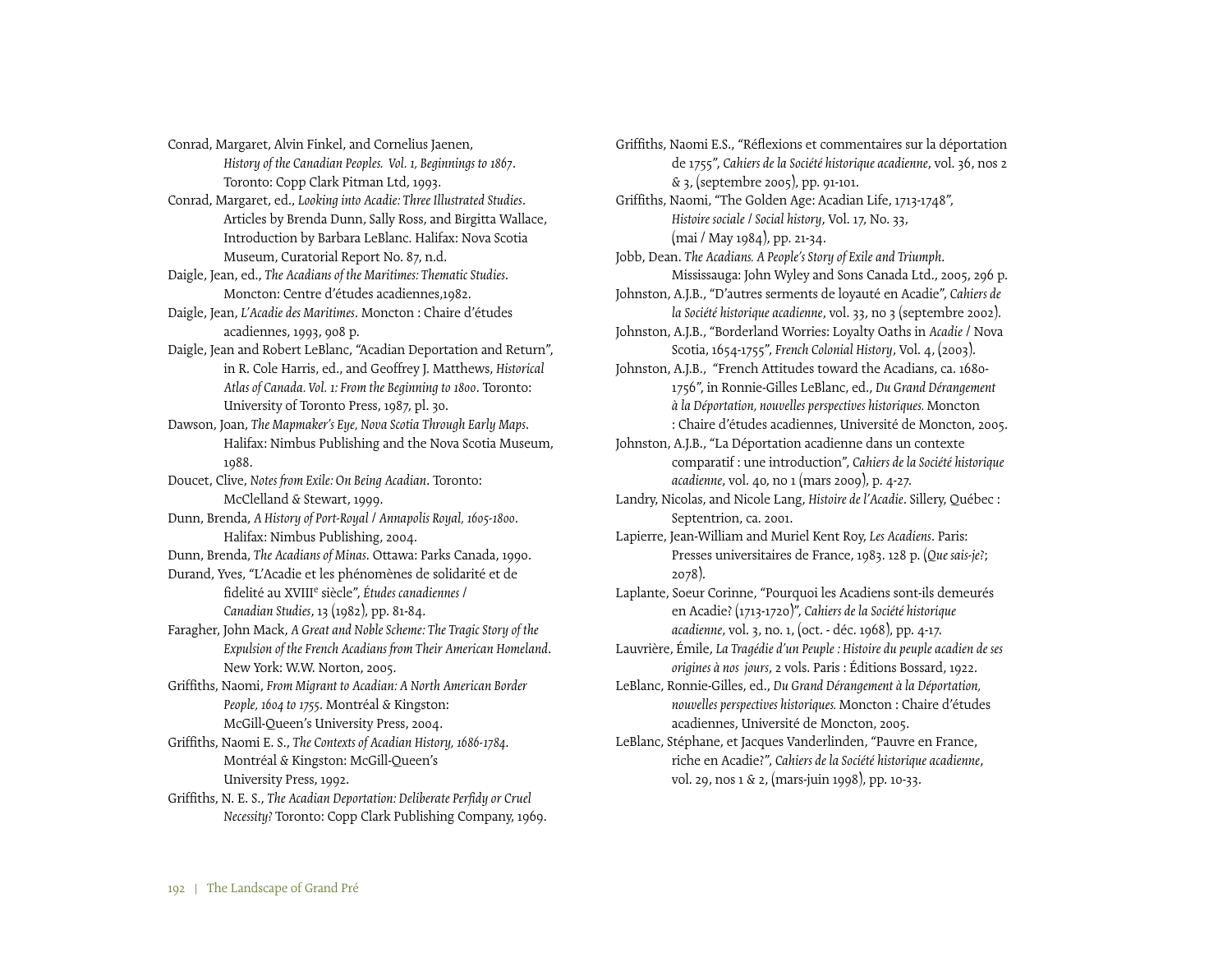Conrad, Margaret, Alvin Finkel, and Cornelius Jaenen, *History of the Canadian Peoples. Vol. 1, Beginnings to 1867*. Toronto: Copp Clark Pitman Ltd, 1993.

Conrad, Margaret, ed., *Looking into Acadie: Three Illustrated Studies*. Articles by Brenda Dunn, Sally Ross, and Birgitta Wallace, Introduction by Barbara LeBlanc. Halifax: Nova Scotia Museum, Curatorial Report No. 87, n.d.

Daigle, Jean, ed., *The Acadians of the Maritimes: Thematic Studies*. Moncton: Centre d'études acadiennes,1982.

Daigle, Jean, *L'Acadie des Maritimes*. Moncton : Chaire d'études acadiennes, 1993, 908 p.

Daigle, Jean and Robert LeBlanc, "Acadian Deportation and Return", in R. Cole Harris, ed., and Geoffrey J. Matthews, *Historical Atlas of Canada. Vol. 1: From the Beginning to 1800*. Toronto: University of Toronto Press, 1987, pl. 30.

Dawson, Joan, *The Mapmaker's Eye, Nova Scotia Through Early Maps*. Halifax: Nimbus Publishing and the Nova Scotia Museum, 1988.

Doucet, Clive, *Notes from Exile: On Being Acadian*. Toronto: McClelland & Stewart, 1999.

Dunn, Brenda, *A History of Port-Royal / Annapolis Royal, 1605-1800*. Halifax: Nimbus Publishing, 2004.

Dunn, Brenda, *The Acadians of Minas*. Ottawa: Parks Canada, 1990.

Durand, Yves, "L'Acadie et les phénomènes de solidarité et de fidelité au XVIII^e siècle", *Études canadiennes / Canadian Studies*, 13 (1982), pp. 81-84.

Faragher, John Mack, *A Great and Noble Scheme: The Tragic Story of the Expulsion of the French Acadians from Their American Homeland*. New York: W.W. Norton, 2005.

Griffiths, Naomi, *From Migrant to Acadian: A North American Border People, 1604 to 1755*. Montréal & Kingston: McGill-Queen's University Press, 2004.

Griffiths, Naomi E. S., *The Contexts of Acadian History, 1686-1784*. Montréal & Kingston: McGill-Queen's University Press, 1992.

Griffiths, N. E. S., *The Acadian Deportation: Deliberate Perfidy or Cruel Necessity?* Toronto: Copp Clark Publishing Company, 1969.

Griffiths, Naomi E.S., "Réflexions et commentaires sur la déportation de 1755", *Cahiers de la Société historique acadienne*, vol. 36, nos 2 & 3, (septembre 2005), pp. 91-101.

Griffiths, Naomi, "The Golden Age: Acadian Life, 1713-1748", *Histoire sociale / Social history*, Vol. 17, No. 33, (mai / May 1984), pp. 21-34.

Jobb, Dean. *The Acadians. A People's Story of Exile and Triumph*. Mississauga: John Wyley and Sons Canada Ltd., 2005, 296 p.

Johnston, A.J.B., "D'autres serments de loyauté en Acadie", *Cahiers de la Société historique acadienne*, vol. 33, no 3 (septembre 2002).

Johnston, A.J.B., "Borderland Worries: Loyalty Oaths in *Acadie* / Nova Scotia, 1654-1755", *French Colonial History*, Vol. 4, (2003).

Johnston, A.J.B., "French Attitudes toward the Acadians, ca. 1680-1756", in Ronnie-Gilles LeBlanc, ed., *Du Grand Dérangement à la Déportation, nouvelles perspectives historiques.* Moncton : Chaire d'études acadiennes, Université de Moncton, 2005.

Johnston, A.J.B., "La Déportation acadienne dans un contexte comparatif : une introduction", *Cahiers de la Société historique acadienne*, vol. 40, no 1 (mars 2009), p. 4-27.

Landry, Nicolas, and Nicole Lang, *Histoire de l'Acadie*. Sillery, Québec : Septentrion, ca. 2001.

Lapierre, Jean-William and Muriel Kent Roy, *Les Acadiens*. Paris: Presses universitaires de France, 1983. 128 p. (*Que sais-je?*; 2078).

Laplante, Soeur Corinne, "Pourquoi les Acadiens sont-ils demeurés en Acadie? (1713-1720)", *Cahiers de la Société historique acadienne*, vol. 3, no. 1, (oct. - déc. 1968), pp. 4-17.

Lauvrière, Émile, *La Tragédie d'un Peuple : Histoire du peuple acadien de ses origines à nos jours*, 2 vols. Paris : Éditions Bossard, 1922.

LeBlanc, Ronnie-Gilles, ed., *Du Grand Dérangement à la Déportation, nouvelles perspectives historiques.* Moncton : Chaire d'études acadiennes, Université de Moncton, 2005.

LeBlanc, Stéphane, et Jacques Vanderlinden, "Pauvre en France, riche en Acadie?", *Cahiers de la Société historique acadienne*, vol. 29, nos 1 & 2, (mars-juin 1998), pp. 10-33.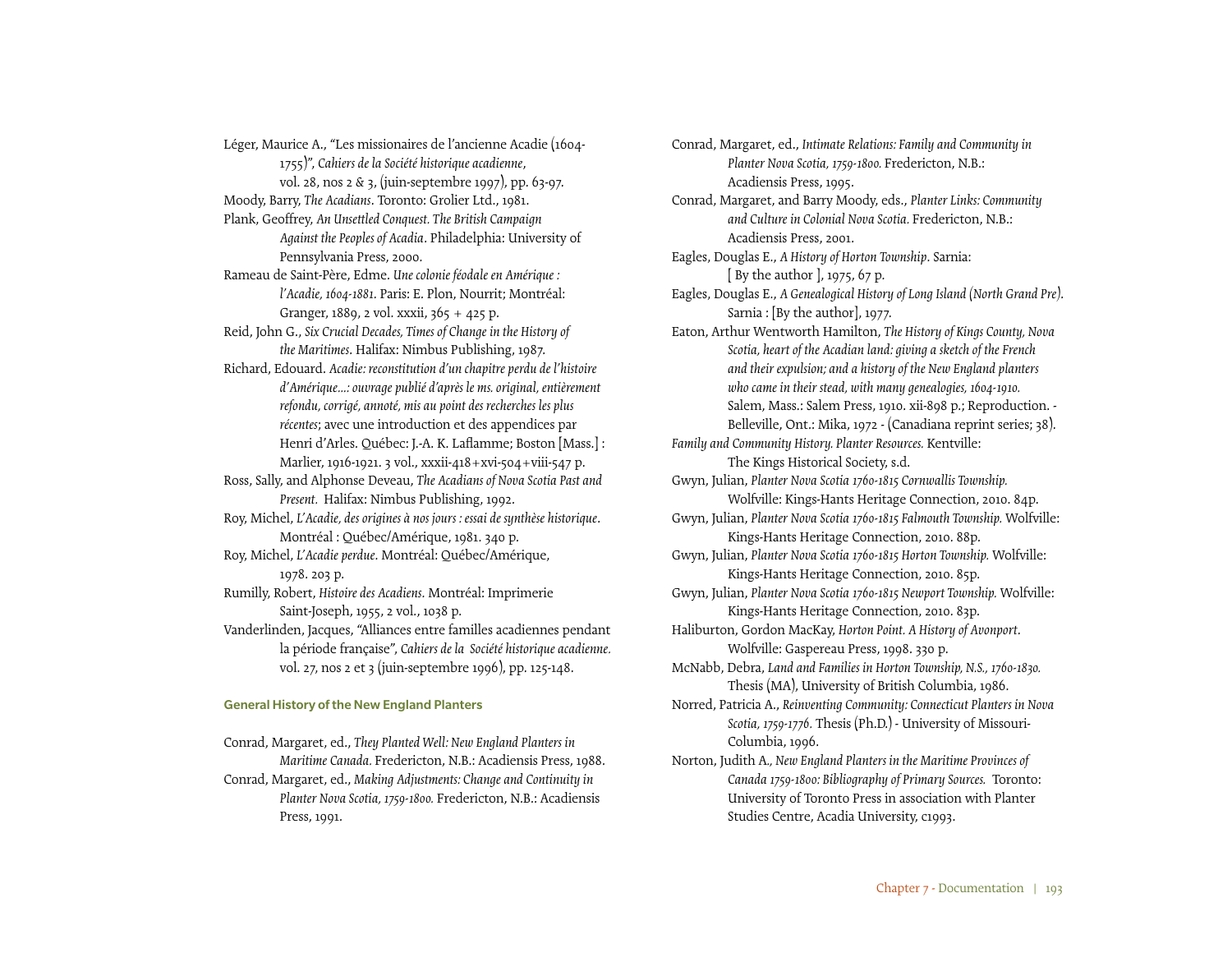Léger, Maurice A., "Les missionaires de l'ancienne Acadie (1604-1755)", *Cahiers de la Société historique acadienne*, vol. 28, nos 2 & 3, (juin-septembre 1997), pp. 63-97.

Moody, Barry, *The Acadians*. Toronto: Grolier Ltd., 1981.

Plank, Geoffrey, *An Unsettled Conquest. The British Campaign Against the Peoples of Acadia*. Philadelphia: University of Pennsylvania Press, 2000.

Rameau de Saint-Père, Edme. *Une colonie féodale en Amérique : l'Acadie, 1604-1881*. Paris: E. Plon, Nourrit; Montréal: Granger, 1889, 2 vol. xxxii, 365 + 425 p.

Reid, John G., *Six Crucial Decades, Times of Change in the History of the Maritimes*. Halifax: Nimbus Publishing, 1987.

Richard, Edouard. *Acadie: reconstitution d'un chapitre perdu de l'histoire d'Amérique...: ouvrage publié d'après le ms. original, entièrement refondu, corrigé, annoté, mis au point des recherches les plus récentes*; avec une introduction et des appendices par Henri d'Arles. Québec: J.-A. K. Laflamme; Boston [Mass.] : Marlier, 1916-1921. 3 vol., xxxii-418+xvi-504+viii-547 p.

Ross, Sally, and Alphonse Deveau, *The Acadians of Nova Scotia Past and Present.* Halifax: Nimbus Publishing, 1992.

Roy, Michel, *L'Acadie, des origines à nos jours : essai de synthèse historique*. Montréal : Québec/Amérique, 1981. 340 p.

Roy, Michel, *L'Acadie perdue*. Montréal: Québec/Amérique, 1978. 203 p.

Rumilly, Robert, *Histoire des Acadiens*. Montréal: Imprimerie Saint-Joseph, 1955, 2 vol., 1038 p.

Vanderlinden, Jacques, "Alliances entre familles acadiennes pendant la période française", *Cahiers de la Société historique acadienne.* vol. 27, nos 2 et 3 (juin-septembre 1996), pp. 125-148.

### General History of the New England Planters

Conrad, Margaret, ed., *They Planted Well: New England Planters in Maritime Canada.* Fredericton, N.B.: Acadiensis Press, 1988.

Conrad, Margaret, ed., *Making Adjustments: Change and Continuity in Planter Nova Scotia, 1759-1800.* Fredericton, N.B.: Acadiensis Press, 1991.

Conrad, Margaret, ed., *Intimate Relations: Family and Community in Planter Nova Scotia, 1759-1800.* Fredericton, N.B.: Acadiensis Press, 1995.

Conrad, Margaret, and Barry Moody, eds., *Planter Links: Community and Culture in Colonial Nova Scotia.* Fredericton, N.B.: Acadiensis Press, 2001.

Eagles, Douglas E., *A History of Horton Township*. Sarnia: [ By the author ], 1975, 67 p.

Eagles, Douglas E., *A Genealogical History of Long Island (North Grand Pre).* Sarnia : [By the author], 1977.

Eaton, Arthur Wentworth Hamilton, *The History of Kings County, Nova Scotia, heart of the Acadian land: giving a sketch of the French and their expulsion; and a history of the New England planters who came in their stead, with many genealogies, 1604-1910.* Salem, Mass.: Salem Press, 1910. xii-898 p.; Reproduction. - Belleville, Ont.: Mika, 1972 - (Canadiana reprint series; 38).

*Family and Community History. Planter Resources.* Kentville: The Kings Historical Society, s.d.

Gwyn, Julian, *Planter Nova Scotia 1760-1815 Cornwallis Township.* Wolfville: Kings-Hants Heritage Connection, 2010. 84p.

Gwyn, Julian, *Planter Nova Scotia 1760-1815 Falmouth Township.* Wolfville: Kings-Hants Heritage Connection, 2010. 88p.

Gwyn, Julian, *Planter Nova Scotia 1760-1815 Horton Township.* Wolfville: Kings-Hants Heritage Connection, 2010. 85p.

Gwyn, Julian, *Planter Nova Scotia 1760-1815 Newport Township.* Wolfville: Kings-Hants Heritage Connection, 2010. 83p.

Haliburton, Gordon MacKay, *Horton Point. A History of Avonport*. Wolfville: Gaspereau Press, 1998. 330 p.

McNabb, Debra, *Land and Families in Horton Township, N.S., 1760-1830.* Thesis (MA), University of British Columbia, 1986.

Norred, Patricia A., *Reinventing Community: Connecticut Planters in Nova Scotia, 1759-1776.* Thesis (Ph.D.) - University of Missouri-Columbia, 1996.

Norton, Judith A., *New England Planters in the Maritime Provinces of Canada 1759-1800: Bibliography of Primary Sources.* Toronto: University of Toronto Press in association with Planter Studies Centre, Acadia University, c1993.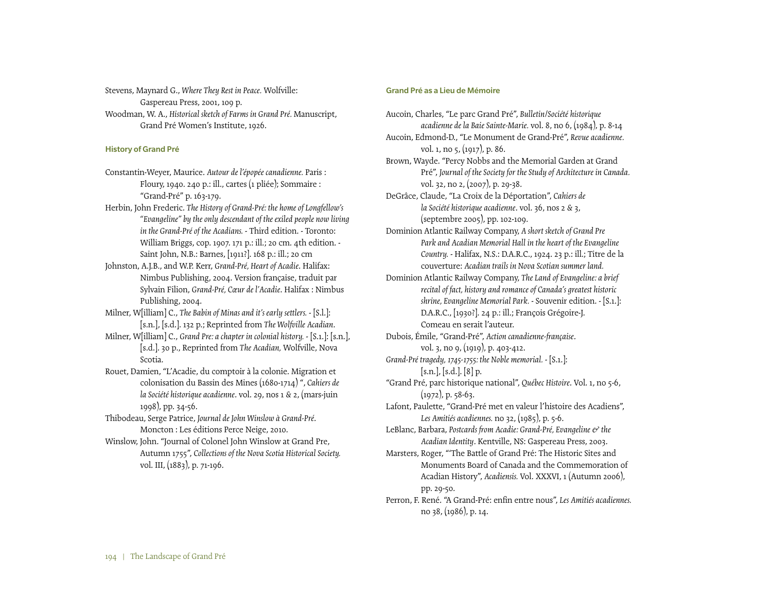Stevens, Maynard G., *Where They Rest in Peace.* Wolfville: Gaspereau Press, 2001, 109 p.

Woodman, W. A., *Historical sketch of Farms in Grand Pré.* Manuscript, Grand Pré Women's Institute, 1926.

### History of Grand Pré

Constantin-Weyer, Maurice. *Autour de l'épopée canadienne.* Paris : Floury, 1940. 240 p.: ill., cartes (1 pliée); Sommaire : "Grand-Pré" p. 163-179.

Herbin, John Frederic. *The History of Grand-Pré: the home of Longfellow's "Evangeline" by the only descendant of the exiled people now living in the Grand-Pré of the Acadians.* - Third edition. - Toronto: William Briggs, cop. 1907. 171 p.: ill.; 20 cm. 4th edition. - Saint John, N.B.: Barnes, [1911?]. 168 p.: ill.; 20 cm

Johnston, A.J.B., and W.P. Kerr, *Grand-Pré, Heart of Acadie*. Halifax: Nimbus Publishing, 2004. Version française, traduit par Sylvain Filion, *Grand-Pré, Cœur de l'Acadie*. Halifax : Nimbus Publishing, 2004.

Milner, W[illiam] C., *The Babin of Minas and it's early settlers.* - [S.l.]: [s.n.], [s.d.]. 132 p.; Reprinted from *The Wolfville Acadian*.

Milner, W[illiam] C., *Grand Pre: a chapter in colonial history.* - [S.1.]: [s.n.], [s.d.]. 30 p., Reprinted from *The Acadian,* Wolfville, Nova Scotia.

Rouet, Damien, "L'Acadie, du comptoir à la colonie. Migration et colonisation du Bassin des Mines (1680-1714) ", *Cahiers de la Société historique acadienne*. vol. 29, nos 1 & 2, (mars-juin 1998), pp. 34-56.

Thibodeau, Serge Patrice, *Journal de John Winslow à Grand-Pré.* Moncton : Les éditions Perce Neige, 2010.

Winslow, John. "Journal of Colonel John Winslow at Grand Pre, Autumn 1755", *Collections of the Nova Scotia Historical Society.* vol. III, (1883), p. 71-196.

### Grand Pré as a Lieu de Mémoire

Aucoin, Charles, "Le parc Grand Pré", *Bulletin/Société historique acadienne de la Baie Sainte-Marie.* vol. 8, no 6, (1984), p. 8-14

Aucoin, Edmond-D., "Le Monument de Grand-Pré", *Revue acadienne.* vol. 1, no 5, (1917), p. 86.

Brown, Wayde. "Percy Nobbs and the Memorial Garden at Grand Pré", *Journal of the Society for the Study of Architecture in Canada.* vol. 32, no 2, (2007), p. 29-38.

DeGrâce, Claude, "La Croix de la Déportation", *Cahiers de la Société historique acadienne*. vol. 36, nos 2 & 3, (septembre 2005), pp. 102-109.

Dominion Atlantic Railway Company, *A short sketch of Grand Pre Park and Acadian Memorial Hall in the heart of the Evangeline Country.* - Halifax, N.S.: D.A.R.C., 1924. 23 p.: ill.; Titre de la couverture: *Acadian trails in Nova Scotian summer land.*

Dominion Atlantic Railway Company, *The Land of Evangeline: a brief recital of fact, history and romance of Canada's greatest historic shrine, Evangeline Memorial Park.* - Souvenir edition. - [S.1.]: D.A.R.C., [1930?]. 24 p.: ill.; François Grégoire-J. Comeau en serait l'auteur.

Dubois, Émile, "Grand-Pré", *Action canadienne-française*. vol. 3, no 9, (1919), p. 403-412.

*Grand-Pré tragedy, 1745-1755: the Noble memorial.* - [S.1.]: [s.n.], [s.d.]. [8] p.

"Grand Pré, parc historique national", *Québec Histoire*. Vol. 1, no 5-6, (1972), p. 58-63.

Lafont, Paulette, "Grand-Pré met en valeur l'histoire des Acadiens", *Les Amitiés acadiennes.* no 32, (1985), p. 5-6.

LeBlanc, Barbara, *Postcards from Acadie: Grand-Pré, Evangeline & the Acadian Identity*. Kentville, NS: Gaspereau Press, 2003.

Marsters, Roger, "'The Battle of Grand Pré: The Historic Sites and Monuments Board of Canada and the Commemoration of Acadian History", *Acadiensis.* Vol. XXXVI, 1 (Autumn 2006), pp. 29-50.

Perron, F. René. "A Grand-Pré: enfin entre nous", *Les Amitiés acadiennes.* no 38, (1986), p. 14.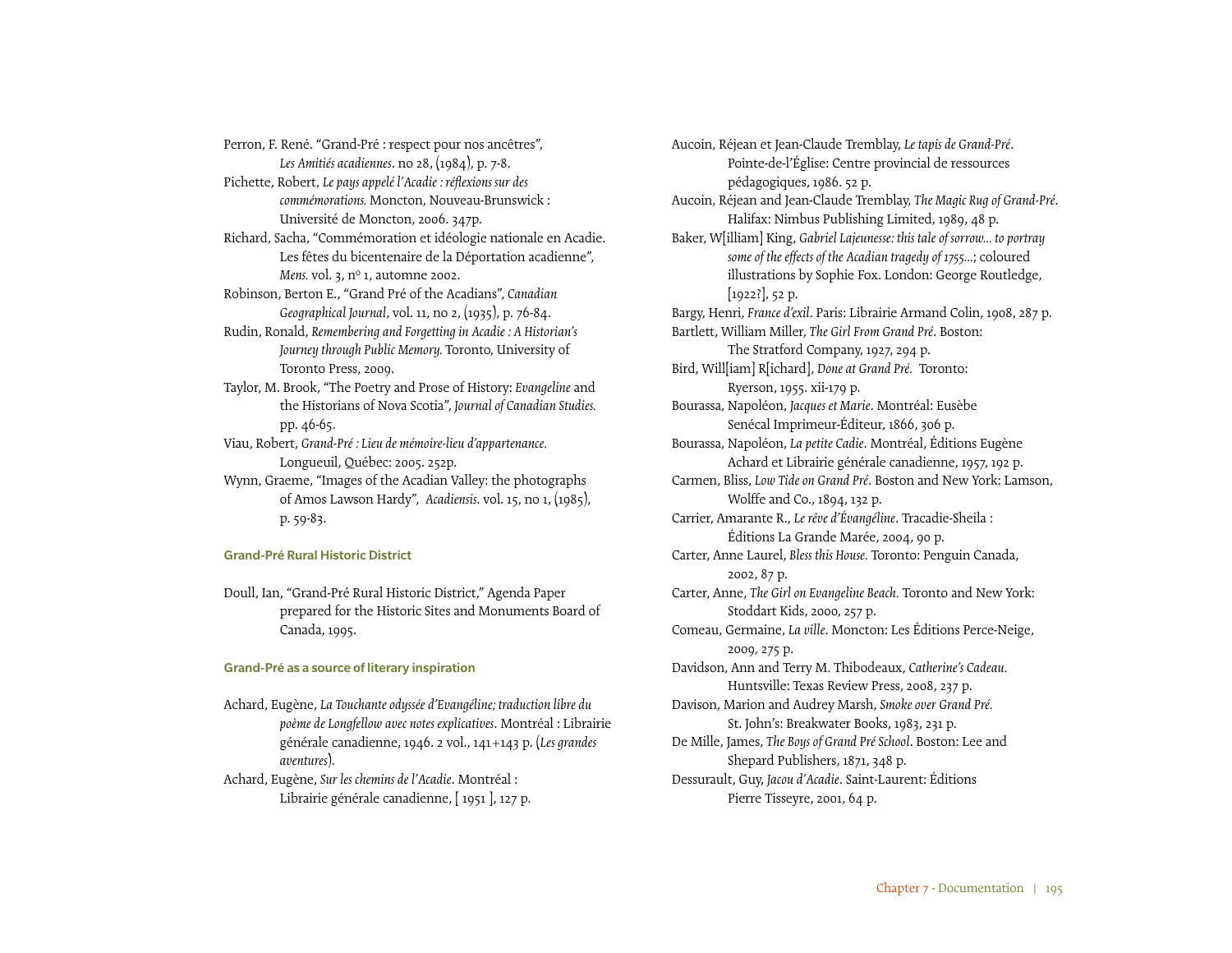Perron, F. René. “Grand-Pré : respect pour nos ancêtres”, *Les Amitiés acadiennes*. no 28, (1984), p. 7-8.

Pichette, Robert, *Le pays appelé l’Acadie : réflexions sur des commémorations.* Moncton, Nouveau-Brunswick : Université de Moncton, 2006. 347p.

Richard, Sacha, “Commémoration et idéologie nationale en Acadie. Les fêtes du bicentenaire de la Déportation acadienne”, *Mens.* vol. 3, nº 1, automne 2002.

Robinson, Berton E., “Grand Pré of the Acadians”, *Canadian Geographical Journal*, vol. 11, no 2, (1935), p. 76-84.

Rudin, Ronald, *Remembering and Forgetting in Acadie : A Historian’s Journey through Public Memory.* Toronto, University of Toronto Press, 2009.

Taylor, M. Brook, “The Poetry and Prose of History: *Evangeline* and the Historians of Nova Scotia”, *Journal of Canadian Studies.* pp. 46-65.

Viau, Robert, *Grand-Pré : Lieu de mémoire-lieu d’appartenance.* Longueuil, Québec: 2005. 252p.

Wynn, Graeme, “Images of the Acadian Valley: the photographs of Amos Lawson Hardy”, *Acadiensis*. vol. 15, no 1, (1985), p. 59-83.

### Grand-Pré Rural Historic District

Doull, Ian, “Grand-Pré Rural Historic District,” Agenda Paper prepared for the Historic Sites and Monuments Board of Canada, 1995.

### Grand-Pré as a source of literary inspiration

Achard, Eugène, *La Touchante odyssée d’Evangéline; traduction libre du poème de Longfellow avec notes explicatives*. Montréal : Librairie générale canadienne, 1946. 2 vol., 141+143 p. (*Les grandes aventures*).

Achard, Eugène, *Sur les chemins de l’Acadie*. Montréal : Librairie générale canadienne, [ 1951 ], 127 p.

Aucoin, Réjean et Jean-Claude Tremblay, *Le tapis de Grand-Pré*. Pointe-de-l’Église: Centre provincial de ressources pédagogiques, 1986. 52 p.

Aucoin, Réjean and Jean-Claude Tremblay, *The Magic Rug of Grand-Pré*. Halifax: Nimbus Publishing Limited, 1989, 48 p.

Baker, W[illiam] King, *Gabriel Lajeunesse: this tale of sorrow... to portray some of the effects of the Acadian tragedy of 1755...*; coloured illustrations by Sophie Fox. London: George Routledge, [1922?], 52 p.

Bargy, Henri, *France d’exil*. Paris: Librairie Armand Colin, 1908, 287 p.

Bartlett, William Miller, *The Girl From Grand Pré*. Boston: The Stratford Company, 1927, 294 p.

Bird, Will[iam] R[ichard], *Done at Grand Pré.* Toronto: Ryerson, 1955. xii-179 p.

Bourassa, Napoléon, *Jacques et Marie*. Montréal: Eusèbe Senécal Imprimeur-Éditeur, 1866, 306 p.

Bourassa, Napoléon, *La petite Cadie*. Montréal, Éditions Eugène Achard et Librairie générale canadienne, 1957, 192 p.

Carmen, Bliss, *Low Tide on Grand Pré*. Boston and New York: Lamson, Wolffe and Co., 1894, 132 p.

Carrier, Amarante R., *Le rêve d’Évangéline*. Tracadie-Sheila : Éditions La Grande Marée, 2004, 90 p.

Carter, Anne Laurel, *Bless this House.* Toronto: Penguin Canada, 2002, 87 p.

Carter, Anne, *The Girl on Evangeline Beach.* Toronto and New York: Stoddart Kids, 2000, 257 p.

Comeau, Germaine, *La ville*. Moncton: Les Éditions Perce-Neige, 2009, 275 p.

Davidson, Ann and Terry M. Thibodeaux, *Catherine’s Cadeau.* Huntsville: Texas Review Press, 2008, 237 p.

Davison, Marion and Audrey Marsh, *Smoke over Grand Pré.* St. John’s: Breakwater Books, 1983, 231 p.

De Mille, James, *The Boys of Grand Pré School*. Boston: Lee and Shepard Publishers, 1871, 348 p.

Dessurault, Guy, *Jacou d’Acadie*. Saint-Laurent: Éditions Pierre Tisseyre, 2001, 64 p.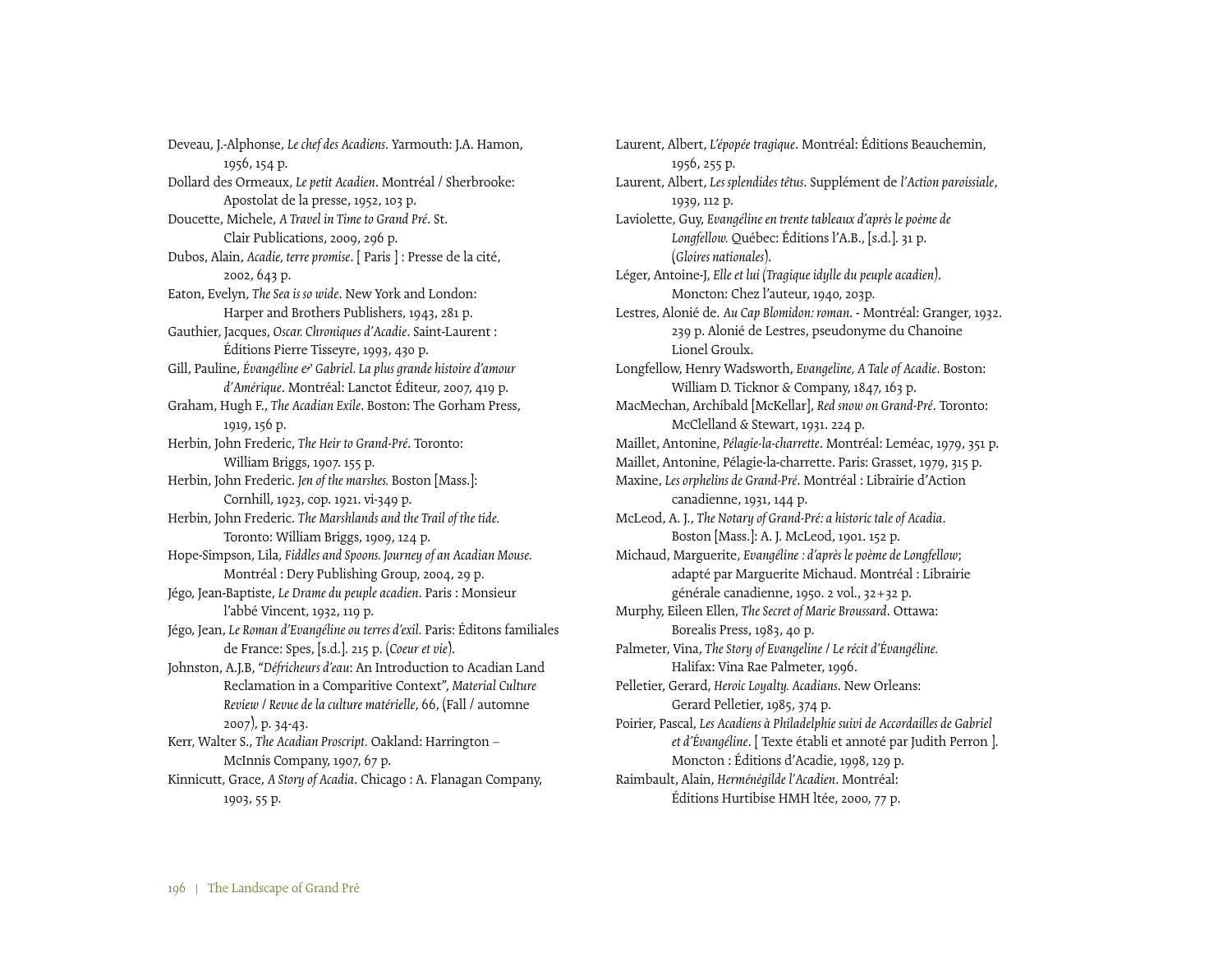Deveau, J.-Alphonse, *Le chef des Acadiens*. Yarmouth: J.A. Hamon, 1956, 154 p.

Dollard des Ormeaux, *Le petit Acadien*. Montréal / Sherbrooke: Apostolat de la presse, 1952, 103 p.

Doucette, Michele, *A Travel in Time to Grand Pré*. St. Clair Publications, 2009, 296 p.

Dubos, Alain, *Acadie, terre promise*. [ Paris ] : Presse de la cité, 2002, 643 p.

Eaton, Evelyn, *The Sea is so wide*. New York and London: Harper and Brothers Publishers, 1943, 281 p.

Gauthier, Jacques, *Oscar. Chroniques d'Acadie*. Saint-Laurent : Éditions Pierre Tisseyre, 1993, 430 p.

Gill, Pauline, *Évangéline & Gabriel. La plus grande histoire d'amour d'Amérique*. Montréal: Lanctot Éditeur, 2007, 419 p.

Graham, Hugh F., *The Acadian Exile*. Boston: The Gorham Press, 1919, 156 p.

Herbin, John Frederic, *The Heir to Grand-Pré*. Toronto: William Briggs, 1907. 155 p.

Herbin, John Frederic. *Jen of the marshes.* Boston [Mass.]: Cornhill, 1923, cop. 1921. vi-349 p.

Herbin, John Frederic. *The Marshlands and the Trail of the tide.* Toronto: William Briggs, 1909, 124 p.

Hope-Simpson, Lila, *Fiddles and Spoons. Journey of an Acadian Mouse.* Montréal : Dery Publishing Group, 2004, 29 p.

Jégo, Jean-Baptiste, *Le Drame du peuple acadien*. Paris : Monsieur l'abbé Vincent, 1932, 119 p.

Jégo, Jean, *Le Roman d'Evangéline ou terres d'exil.* Paris: Éditons familiales de France: Spes, [s.d.]. 215 p. (*Coeur et vie*).

Johnston, A.J.B, "*Défricheurs d'eau*: An Introduction to Acadian Land Reclamation in a Comparitive Context", *Material Culture Review / Revue de la culture matérielle*, 66, (Fall / automne 2007), p. 34-43.

Kerr, Walter S., *The Acadian Proscript.* Oakland: Harrington – McInnis Company, 1907, 67 p.

Kinnicutt, Grace, *A Story of Acadia*. Chicago : A. Flanagan Company, 1903, 55 p.

Laurent, Albert, *L'épopée tragique*. Montréal: Éditions Beauchemin, 1956, 255 p.

Laurent, Albert, *Les splendides têtus*. Supplément de *l'Action paroissiale*, 1939, 112 p.

Laviolette, Guy, *Evangéline en trente tableaux d'après le poème de Longfellow.* Québec: Éditions l'A.B., [s.d.]. 31 p. (*Gloires nationales*).

Léger, Antoine-J, *Elle et lui (Tragique idylle du peuple acadien)*. Moncton: Chez l'auteur, 1940, 203p.

Lestres, Alonié de. *Au Cap Blomidon: roman*. - Montréal: Granger, 1932. 239 p. Alonié de Lestres, pseudonyme du Chanoine Lionel Groulx.

Longfellow, Henry Wadsworth, *Evangeline, A Tale of Acadie*. Boston: William D. Ticknor & Company, 1847, 163 p.

MacMechan, Archibald [McKellar], *Red snow on Grand-Pré*. Toronto: McClelland & Stewart, 1931. 224 p.

Maillet, Antonine, *Pélagie-la-charrette*. Montréal: Leméac, 1979, 351 p.

Maillet, Antonine, Pélagie-la-charrette. Paris: Grasset, 1979, 315 p.

Maxine, *Les orphelins de Grand-Pré*. Montréal : Librairie d'Action canadienne, 1931, 144 p.

McLeod, A. J., *The Notary of Grand-Pré: a historic tale of Acadia*. Boston [Mass.]: A. J. McLeod, 1901. 152 p.

Michaud, Marguerite, *Evangéline : d'après le poème de Longfellow*; adapté par Marguerite Michaud. Montréal : Librairie générale canadienne, 1950. 2 vol., 32+32 p.

Murphy, Eileen Ellen, *The Secret of Marie Broussard*. Ottawa: Borealis Press, 1983, 40 p.

Palmeter, Vina, *The Story of Evangeline / Le récit d'Évangéline.* Halifax: Vina Rae Palmeter, 1996.

Pelletier, Gerard, *Heroic Loyalty. Acadians*. New Orleans: Gerard Pelletier, 1985, 374 p.

Poirier, Pascal, *Les Acadiens à Philadelphie suivi de Accordailles de Gabriel et d'Évangéline*. [ Texte établi et annoté par Judith Perron ]. Moncton : Éditions d'Acadie, 1998, 129 p.

Raimbault, Alain, *Herménégilde l'Acadien*. Montréal: Éditions Hurtibise HMH ltée, 2000, 77 p.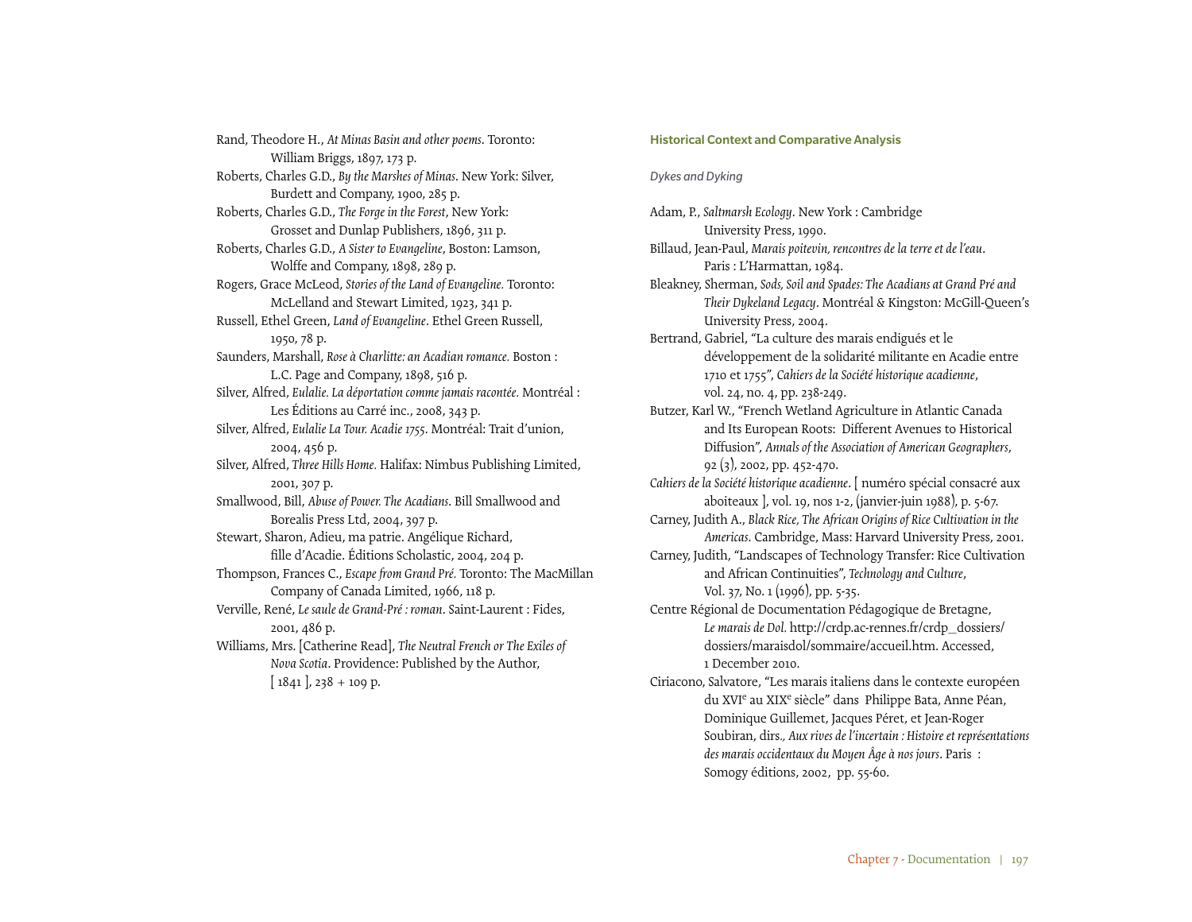Rand, Theodore H., *At Minas Basin and other poems*. Toronto: William Briggs, 1897, 173 p.

Roberts, Charles G.D., *By the Marshes of Minas*. New York: Silver, Burdett and Company, 1900, 285 p.

Roberts, Charles G.D., *The Forge in the Forest*, New York: Grosset and Dunlap Publishers, 1896, 311 p.

Roberts, Charles G.D., *A Sister to Evangeline*, Boston: Lamson, Wolffe and Company, 1898, 289 p.

Rogers, Grace McLeod, *Stories of the Land of Evangeline.* Toronto: McLelland and Stewart Limited, 1923, 341 p.

Russell, Ethel Green, *Land of Evangeline*. Ethel Green Russell, 1950, 78 p.

Saunders, Marshall, *Rose à Charlitte: an Acadian romance.* Boston : L.C. Page and Company, 1898, 516 p.

Silver, Alfred, *Eulalie. La déportation comme jamais racontée.* Montréal : Les Éditions au Carré inc., 2008, 343 p.

Silver, Alfred, *Eulalie La Tour. Acadie 1755*. Montréal: Trait d'union, 2004, 456 p.

Silver, Alfred, *Three Hills Home.* Halifax: Nimbus Publishing Limited, 2001, 307 p.

Smallwood, Bill, *Abuse of Power. The Acadians*. Bill Smallwood and Borealis Press Ltd, 2004, 397 p.

Stewart, Sharon, Adieu, ma patrie. Angélique Richard, fille d'Acadie. Éditions Scholastic, 2004, 204 p.

Thompson, Frances C., *Escape from Grand Pré.* Toronto: The MacMillan Company of Canada Limited, 1966, 118 p.

Verville, René, *Le saule de Grand-Pré : roman*. Saint-Laurent : Fides, 2001, 486 p.

Williams, Mrs. [Catherine Read], *The Neutral French or The Exiles of Nova Scotia*. Providence: Published by the Author, [ 1841 ], 238 + 109 p.

## Historical Context and Comparative Analysis

### *Dykes and Dyking*

Adam, P., *Saltmarsh Ecology*. New York : Cambridge University Press, 1990.

Billaud, Jean-Paul, *Marais poitevin, rencontres de la terre et de l'eau*. Paris : L'Harmattan, 1984.

Bleakney, Sherman, *Sods, Soil and Spades: The Acadians at Grand Pré and Their Dykeland Legacy*. Montréal & Kingston: McGill-Queen's University Press, 2004.

Bertrand, Gabriel, "La culture des marais endigués et le développement de la solidarité militante en Acadie entre 1710 et 1755", *Cahiers de la Société historique acadienne*, vol. 24, no. 4, pp. 238-249.

Butzer, Karl W., "French Wetland Agriculture in Atlantic Canada and Its European Roots: Different Avenues to Historical Diffusion", *Annals of the Association of American Geographers*, 92 (3), 2002, pp. 452-470.

*Cahiers de la Société historique acadienne*. [ numéro spécial consacré aux aboiteaux ], vol. 19, nos 1-2, (janvier-juin 1988), p. 5-67.

Carney, Judith A., *Black Rice, The African Origins of Rice Cultivation in the Americas*. Cambridge, Mass: Harvard University Press, 2001.

Carney, Judith, "Landscapes of Technology Transfer: Rice Cultivation and African Continuities", *Technology and Culture*, Vol. 37, No. 1 (1996), pp. 5-35.

Centre Régional de Documentation Pédagogique de Bretagne, *Le marais de Dol.* http://crdp.ac-rennes.fr/crdp_dossiers/dossiers/maraisdol/sommaire/accueil.htm. Accessed, 1 December 2010.

Ciriacono, Salvatore, "Les marais italiens dans le contexte européen du XVI[e] au XIX[e] siècle" dans Philippe Bata, Anne Péan, Dominique Guillemet, Jacques Péret, et Jean-Roger Soubiran, dirs., *Aux rives de l'incertain : Histoire et représentations des marais occidentaux du Moyen Âge à nos jours*. Paris : Somogy éditions, 2002, pp. 55-60.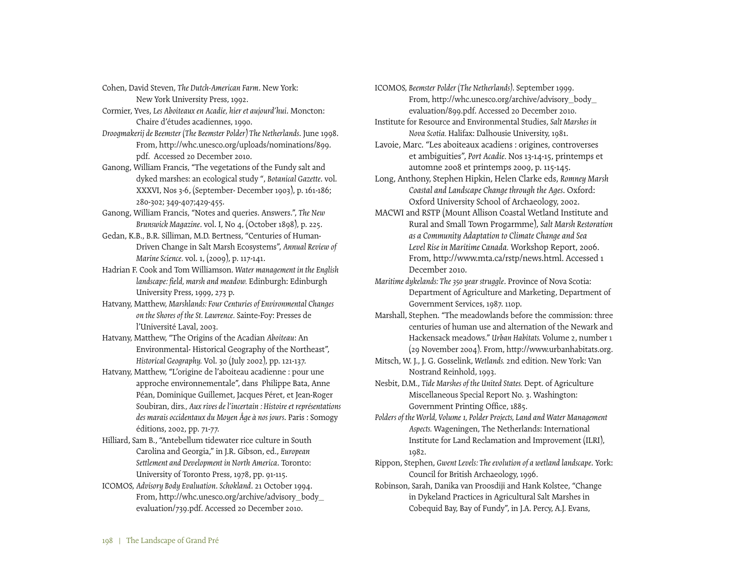Cohen, David Steven, *The Dutch-American Farm*. New York: New York University Press, 1992.

Cormier, Yves, *Les Aboiteaux en Acadie, hier et aujourd'hui*. Moncton: Chaire d'études acadiennes, 1990.

*Droogmakerij de Beemster (The Beemster Polder) The Netherlands*. June 1998. From, http://whc.unesco.org/uploads/nominations/899.pdf. Accessed 20 December 2010.

Ganong, William Francis, "The vegetations of the Fundy salt and dyked marshes: an ecological study ", *Botanical Gazette*. vol. XXXVI, Nos 3-6, (September- December 1903), p. 161-186; 280-302; 349-407;429-455.

Ganong, William Francis, "Notes and queries. Answers.", *The New Brunswick Magazine*. vol. I, No 4, (October 1898), p. 225.

Gedan, K.B., B.R. Silliman, M.D. Bertness, "Centuries of Human-Driven Change in Salt Marsh Ecosystems", *Annual Review of Marine Science.* vol. 1, (2009), p. 117-141.

Hadrian F. Cook and Tom Williamson. *Water management in the English landscape: field, marsh and meadow.* Edinburgh: Edinburgh University Press, 1999, 273 p.

Hatvany, Matthew, *Marshlands: Four Centuries of Environmental Changes on the Shores of the St. Lawrence.* Sainte-Foy: Presses de l'Université Laval, 2003.

Hatvany, Matthew, "The Origins of the Acadian *Aboiteau*: An Environmental- Historical Geography of the Northeast", *Historical Geography.* Vol. 30 (July 2002), pp. 121-137.

Hatvany, Matthew, "L'origine de l'aboiteau acadienne : pour une approche environnementale", dans Philippe Bata, Anne Péan, Dominique Guillemet, Jacques Péret, et Jean-Roger Soubiran, dirs*., Aux rives de l'incertain : Histoire et représentations des marais occidentaux du Moyen Âge à nos jours*. Paris : Somogy éditions, 2002, pp. 71-77.

Hilliard, Sam B., "Antebellum tidewater rice culture in South Carolina and Georgia," in J.R. Gibson, ed., *European Settlement and Development in North America*. Toronto: University of Toronto Press, 1978, pp. 91-115.

ICOMOS, *Advisory Body Evaluation*. *Schokland*. 21 October 1994. From, http://whc.unesco.org/archive/advisory_body_evaluation/739.pdf. Accessed 20 December 2010.

ICOMOS, *Beemster Polder (The Netherlands*). September 1999. From, http://whc.unesco.org/archive/advisory_body_evaluation/899.pdf. Accessed 20 December 2010.

Institute for Resource and Environmental Studies, *Salt Marshes in Nova Scotia.* Halifax: Dalhousie University, 1981.

Lavoie, Marc. "Les aboiteaux acadiens : origines, controverses et ambiguïties", *Port Acadie.* Nos 13-14-15, printemps et automne 2008 et printemps 2009, p. 115-145.

Long, Anthony, Stephen Hipkin, Helen Clarke eds, *Romney Marsh Coastal and Landscape Change through the Ages*. Oxford: Oxford University School of Archaeology, 2002.

MACWI and RSTP (Mount Allison Coastal Wetland Institute and Rural and Small Town Progarmme), *Salt Marsh Restoration as a Community Adaptation to Climate Change and Sea Level Rise in Maritime Canada.* Workshop Report, 2006. From, http://www.mta.ca/rstp/news.html. Accessed 1 December 2010.

*Maritime dykelands: The 350 year struggle*. Province of Nova Scotia: Department of Agriculture and Marketing, Department of Government Services, 1987. 110p.

Marshall, Stephen. "The meadowlands before the commission: three centuries of human use and alternation of the Newark and Hackensack meadows." *Urban Habitats.* Volume 2, number 1 (29 November 2004). From, http://www.urbanhabitats.org.

Mitsch, W. J., J. G. Gosselink, *Wetlands.* 2nd edition. New York: Van Nostrand Reinhold, 1993.

Nesbit, D.M., *Tide Marshes of the United States.* Dept. of Agriculture Miscellaneous Special Report No. 3. Washington: Government Printing Office, 1885.

*Polders of the World, Volume 1, Polder Projects, Land and Water Management Aspects.* Wageningen, The Netherlands: International Institute for Land Reclamation and Improvement (ILRI), 1982.

Rippon, Stephen, *Gwent Levels: The evolution of a wetland landscape*. York: Council for British Archaeology, 1996.

Robinson, Sarah, Danika van Proosdiji and Hank Kolstee, "Change in Dykeland Practices in Agricultural Salt Marshes in Cobequid Bay, Bay of Fundy", in J.A. Percy, A.J. Evans,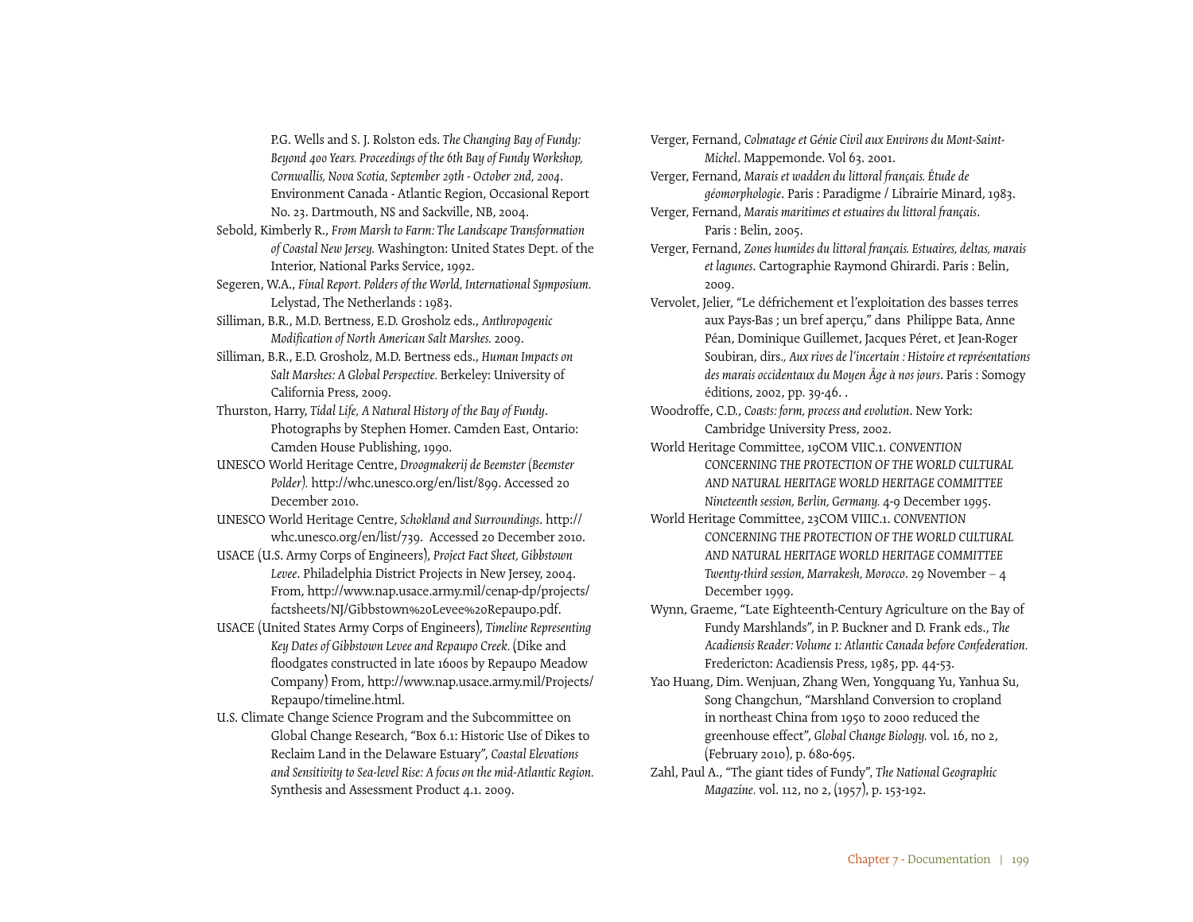P.G. Wells and S. J. Rolston eds. *The Changing Bay of Fundy: Beyond 400 Years. Proceedings of the 6th Bay of Fundy Workshop, Cornwallis, Nova Scotia, September 29th - October 2nd, 2004*. Environment Canada - Atlantic Region, Occasional Report No. 23. Dartmouth, NS and Sackville, NB, 2004.

Sebold, Kimberly R., *From Marsh to Farm: The Landscape Transformation of Coastal New Jersey.* Washington: United States Dept. of the Interior, National Parks Service, 1992.

Segeren, W.A., *Final Report. Polders of the World, International Symposium.* Lelystad, The Netherlands : 1983.

Silliman, B.R., M.D. Bertness, E.D. Grosholz eds., *Anthropogenic Modification of North American Salt Marshes.* 2009.

Silliman, B.R., E.D. Grosholz, M.D. Bertness eds., *Human Impacts on Salt Marshes: A Global Perspective.* Berkeley: University of California Press, 2009.

Thurston, Harry, *Tidal Life, A Natural History of the Bay of Fundy*. Photographs by Stephen Homer. Camden East, Ontario: Camden House Publishing, 1990.

UNESCO World Heritage Centre, *Droogmakerij de Beemster (Beemster Polder).* http://whc.unesco.org/en/list/899. Accessed 20 December 2010.

UNESCO World Heritage Centre, *Schokland and Surroundings.* http://whc.unesco.org/en/list/739. Accessed 20 December 2010.

USACE (U.S. Army Corps of Engineers), *Project Fact Sheet, Gibbstown Levee*. Philadelphia District Projects in New Jersey, 2004. From, http://www.nap.usace.army.mil/cenap-dp/projects/factsheets/NJ/Gibbstown%20Levee%20Repaupo.pdf.

USACE (United States Army Corps of Engineers), *Timeline Representing Key Dates of Gibbstown Levee and Repaupo Creek.* (Dike and floodgates constructed in late 1600s by Repaupo Meadow Company) From, http://www.nap.usace.army.mil/Projects/Repaupo/timeline.html.

U.S. Climate Change Science Program and the Subcommittee on Global Change Research, "Box 6.1: Historic Use of Dikes to Reclaim Land in the Delaware Estuary", *Coastal Elevations and Sensitivity to Sea-level Rise: A focus on the mid-Atlantic Region.* Synthesis and Assessment Product 4.1. 2009.

Verger, Fernand, *Colmatage et Génie Civil aux Environs du Mont-Saint-Michel*. Mappemonde. Vol 63. 2001.

Verger, Fernand, *Marais et wadden du littoral français. Étude de géomorphologie*. Paris : Paradigme / Librairie Minard, 1983.

Verger, Fernand, *Marais maritimes et estuaires du littoral français*. Paris : Belin, 2005.

Verger, Fernand, *Zones humides du littoral français. Estuaires, deltas, marais et lagunes*. Cartographie Raymond Ghirardi. Paris : Belin, 2009.

Vervolet, Jelier, "Le défrichement et l'exploitation des basses terres aux Pays-Bas ; un bref aperçu," dans Philippe Bata, Anne Péan, Dominique Guillemet, Jacques Péret, et Jean-Roger Soubiran, dirs., *Aux rives de l'incertain : Histoire et représentations des marais occidentaux du Moyen Âge à nos jours*. Paris : Somogy éditions, 2002, pp. 39-46. .

Woodroffe, C.D., *Coasts: form, process and evolution*. New York: Cambridge University Press, 2002.

World Heritage Committee, 19COM VIIC.1. *CONVENTION CONCERNING THE PROTECTION OF THE WORLD CULTURAL AND NATURAL HERITAGE WORLD HERITAGE COMMITTEE Nineteenth session, Berlin, Germany.* 4-9 December 1995.

World Heritage Committee, 23COM VIIIC.1. *CONVENTION CONCERNING THE PROTECTION OF THE WORLD CULTURAL AND NATURAL HERITAGE WORLD HERITAGE COMMITTEE Twenty-third session, Marrakesh, Morocco*. 29 November – 4 December 1999.

Wynn, Graeme, "Late Eighteenth-Century Agriculture on the Bay of Fundy Marshlands", in P. Buckner and D. Frank eds., *The Acadiensis Reader: Volume 1: Atlantic Canada before Confederation.* Fredericton: Acadiensis Press, 1985, pp. 44-53.

Yao Huang, Dim. Wenjuan, Zhang Wen, Yongquang Yu, Yanhua Su, Song Changchun, "Marshland Conversion to cropland in northeast China from 1950 to 2000 reduced the greenhouse effect", *Global Change Biology.* vol. 16, no 2, (February 2010), p. 680-695.

Zahl, Paul A., "The giant tides of Fundy", *The National Geographic Magazine.* vol. 112, no 2, (1957), p. 153-192.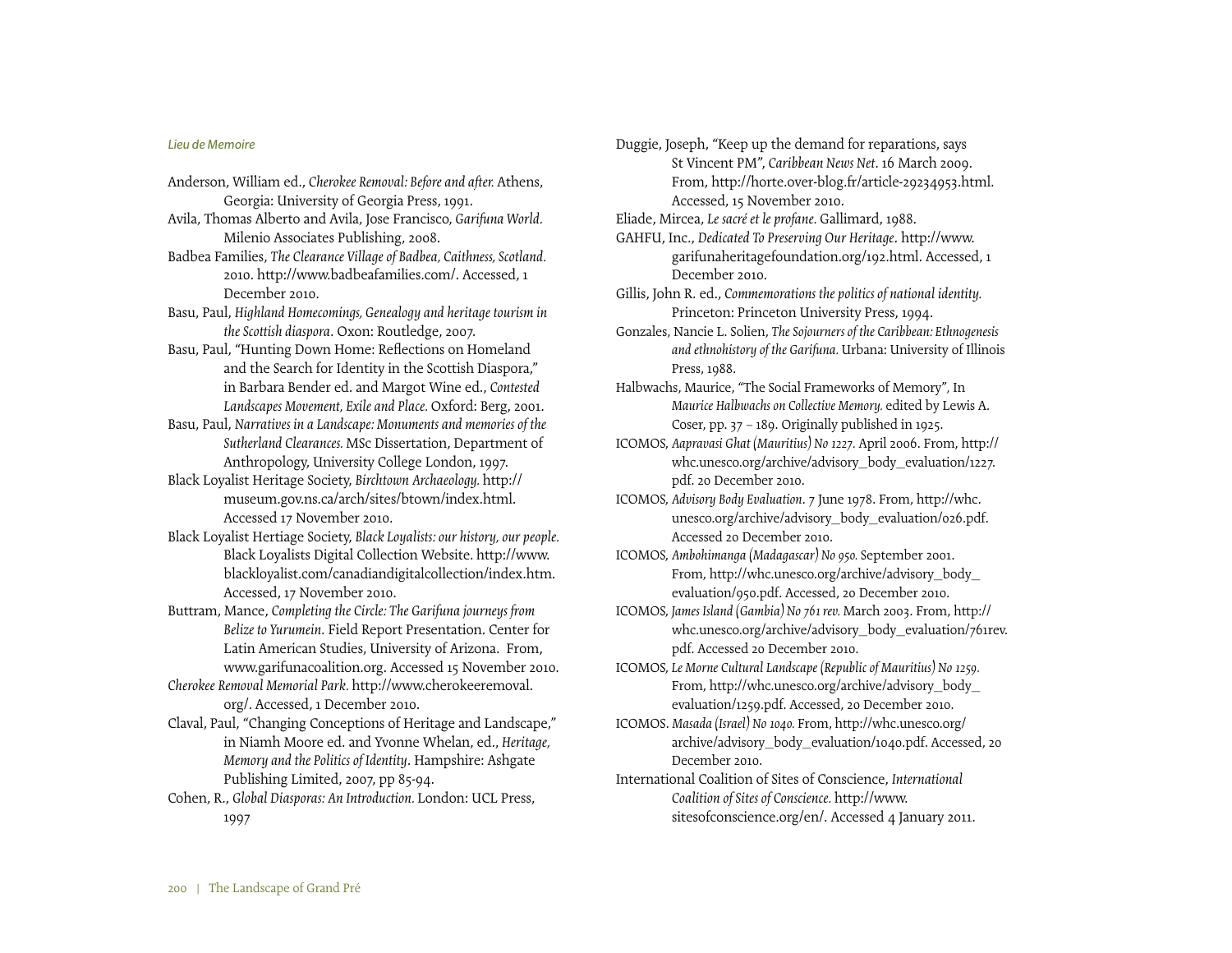*Lieu de Memoire*

Anderson, William ed., *Cherokee Removal: Before and after.* Athens, Georgia: University of Georgia Press, 1991.

Avila, Thomas Alberto and Avila, Jose Francisco, *Garifuna World.* Milenio Associates Publishing, 2008.

Badbea Families, *The Clearance Village of Badbea, Caithness, Scotland.* 2010. http://www.badbeafamilies.com/. Accessed, 1 December 2010.

Basu, Paul, *Highland Homecomings, Genealogy and heritage tourism in the Scottish diaspora*. Oxon: Routledge, 2007.

Basu, Paul, "Hunting Down Home: Reflections on Homeland and the Search for Identity in the Scottish Diaspora," in Barbara Bender ed. and Margot Wine ed., *Contested Landscapes Movement, Exile and Place.* Oxford: Berg, 2001.

Basu, Paul, *Narratives in a Landscape: Monuments and memories of the Sutherland Clearances.* MSc Dissertation, Department of Anthropology, University College London, 1997.

Black Loyalist Heritage Society, *Birchtown Archaeology.* http://museum.gov.ns.ca/arch/sites/btown/index.html. Accessed 17 November 2010.

Black Loyalist Hertiage Society, *Black Loyalists: our history, our people.* Black Loyalists Digital Collection Website. http://www.blackloyalist.com/canadiandigitalcollection/index.htm. Accessed, 17 November 2010.

Buttram, Mance, *Completing the Circle: The Garifuna journeys from Belize to Yurumein*. Field Report Presentation. Center for Latin American Studies, University of Arizona. From, www.garifunacoalition.org. Accessed 15 November 2010.

*Cherokee Removal Memorial Park.* http://www.cherokeeremoval.org/. Accessed, 1 December 2010.

Claval, Paul, "Changing Conceptions of Heritage and Landscape," in Niamh Moore ed. and Yvonne Whelan, ed., *Heritage, Memory and the Politics of Identity*. Hampshire: Ashgate Publishing Limited, 2007, pp 85-94.

Cohen, R., *Global Diasporas: An Introduction.* London: UCL Press, 1997

Duggie, Joseph, "Keep up the demand for reparations, says St Vincent PM", *Caribbean News Net*. 16 March 2009. From, http://horte.over-blog.fr/article-29234953.html. Accessed, 15 November 2010.

Eliade, Mircea, *Le sacré et le profane.* Gallimard, 1988.

GAHFU, Inc., *Dedicated To Preserving Our Heritage*. http://www.garifunaheritagefoundation.org/192.html. Accessed, 1 December 2010.

Gillis, John R. ed., *Commemorations the politics of national identity.* Princeton: Princeton University Press, 1994.

Gonzales, Nancie L. Solien, *The Sojourners of the Caribbean: Ethnogenesis and ethnohistory of the Garifuna.* Urbana: University of Illinois Press, 1988.

Halbwachs, Maurice, "The Social Frameworks of Memory", In *Maurice Halbwachs on Collective Memory.* edited by Lewis A. Coser, pp. 37 – 189. Originally published in 1925.

ICOMOS, *Aapravasi Ghat (Mauritius) No 1227.* April 2006. From, http://whc.unesco.org/archive/advisory_body_evaluation/1227.pdf. 20 December 2010.

ICOMOS, *Advisory Body Evaluation*. 7 June 1978. From, http://whc.unesco.org/archive/advisory_body_evaluation/026.pdf. Accessed 20 December 2010.

ICOMOS, *Ambohimanga (Madagascar) No 950.* September 2001. From, http://whc.unesco.org/archive/advisory_body_evaluation/950.pdf. Accessed, 20 December 2010.

ICOMOS, *James Island (Gambia) No 761 rev.* March 2003. From, http://whc.unesco.org/archive/advisory_body_evaluation/761rev.pdf. Accessed 20 December 2010.

ICOMOS, *Le Morne Cultural Landscape (Republic of Mauritius) No 1259.* From, http://whc.unesco.org/archive/advisory_body_evaluation/1259.pdf. Accessed, 20 December 2010.

ICOMOS. *Masada (Israel) No 1040.* From, http://whc.unesco.org/archive/advisory_body_evaluation/1040.pdf. Accessed, 20 December 2010.

International Coalition of Sites of Conscience, *International Coalition of Sites of Conscience.* http://www.sitesofconscience.org/en/. Accessed 4 January 2011.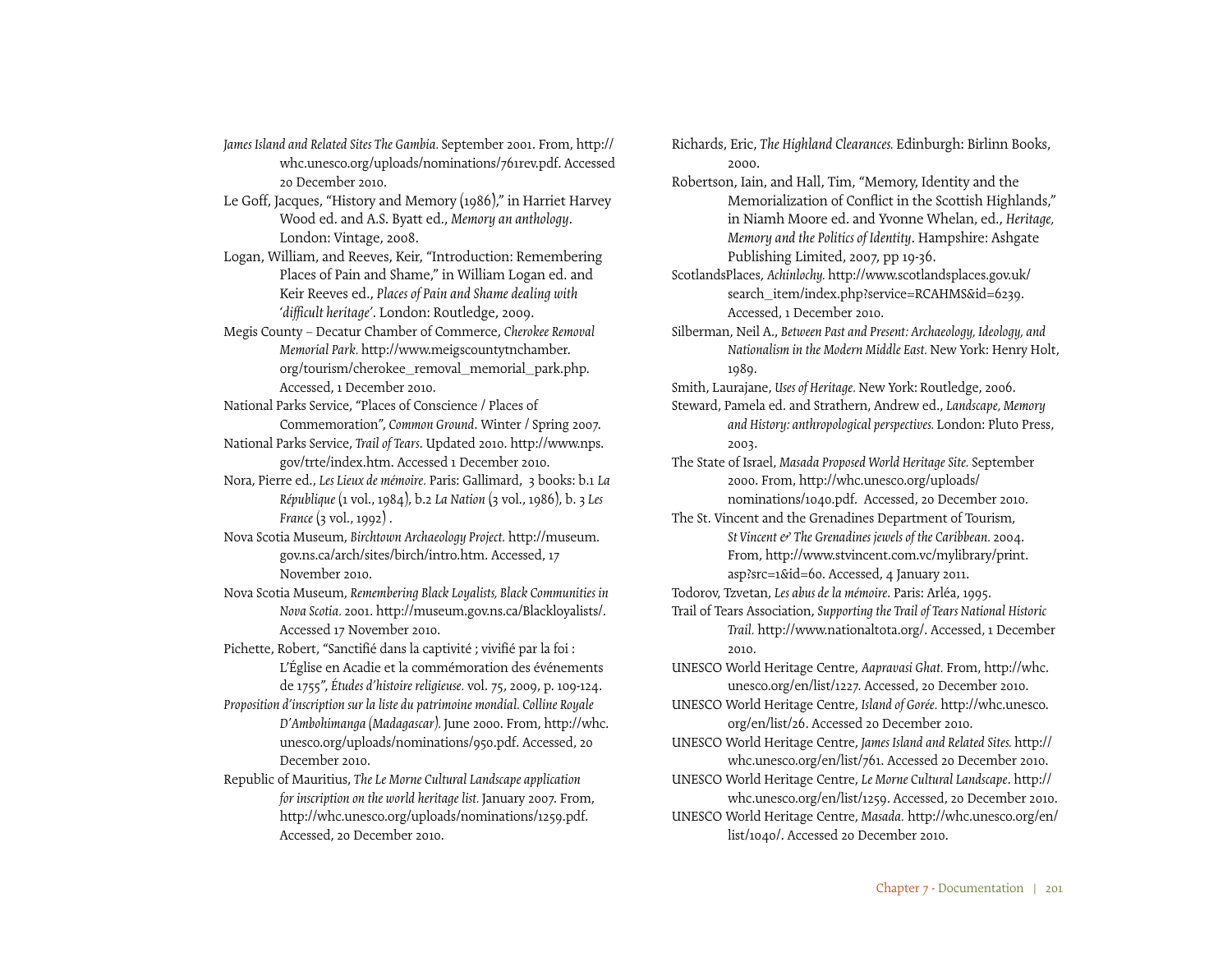*James Island and Related Sites The Gambia.* September 2001. From, http://whc.unesco.org/uploads/nominations/761rev.pdf. Accessed 20 December 2010.

Le Goff, Jacques, "History and Memory (1986)," in Harriet Harvey Wood ed. and A.S. Byatt ed., *Memory an anthology*. London: Vintage, 2008.

Logan, William, and Reeves, Keir, "Introduction: Remembering Places of Pain and Shame," in William Logan ed. and Keir Reeves ed., *Places of Pain and Shame dealing with 'difficult heritage'*. London: Routledge, 2009.

Megis County – Decatur Chamber of Commerce, *Cherokee Removal Memorial Park.* http://www.meigscountytnchamber.org/tourism/cherokee_removal_memorial_park.php. Accessed, 1 December 2010.

National Parks Service, "Places of Conscience / Places of Commemoration", *Common Ground*. Winter / Spring 2007.

National Parks Service, *Trail of Tears*. Updated 2010. http://www.nps.gov/trte/index.htm. Accessed 1 December 2010.

Nora, Pierre ed., *Les Lieux de mémoire.* Paris: Gallimard, 3 books: b.1 *La République* (1 vol., 1984), b.2 *La Nation* (3 vol., 1986), b. 3 *Les France* (3 vol., 1992) .

Nova Scotia Museum, *Birchtown Archaeology Project.* http://museum.gov.ns.ca/arch/sites/birch/intro.htm. Accessed, 17 November 2010.

Nova Scotia Museum, *Remembering Black Loyalists, Black Communities in Nova Scotia.* 2001. http://museum.gov.ns.ca/Blackloyalists/. Accessed 17 November 2010.

Pichette, Robert, "Sanctifié dans la captivité ; vivifié par la foi : L'Église en Acadie et la commémoration des événements de 1755", *Études d'histoire religieuse.* vol. 75, 2009, p. 109-124.

*Proposition d'inscription sur la liste du patrimoine mondial. Colline Royale D'Ambohimanga (Madagascar).* June 2000. From, http://whc.unesco.org/uploads/nominations/950.pdf. Accessed, 20 December 2010.

Republic of Mauritius, *The Le Morne Cultural Landscape application for inscription on the world heritage list.* January 2007. From, http://whc.unesco.org/uploads/nominations/1259.pdf. Accessed, 20 December 2010.

Richards, Eric, *The Highland Clearances.* Edinburgh: Birlinn Books, 2000.

Robertson, Iain, and Hall, Tim, "Memory, Identity and the Memorialization of Conflict in the Scottish Highlands," in Niamh Moore ed. and Yvonne Whelan, ed., *Heritage, Memory and the Politics of Identity*. Hampshire: Ashgate Publishing Limited, 2007, pp 19-36.

ScotlandsPlaces, *Achinlochy.* http://www.scotlandsplaces.gov.uk/search_item/index.php?service=RCAHMS&id=6239. Accessed, 1 December 2010.

Silberman, Neil A., *Between Past and Present: Archaeology, Ideology, and Nationalism in the Modern Middle East.* New York: Henry Holt, 1989.

Smith, Laurajane, *Uses of Heritage.* New York: Routledge, 2006.

Steward, Pamela ed. and Strathern, Andrew ed., *Landscape, Memory and History: anthropological perspectives.* London: Pluto Press, 2003.

The State of Israel, *Masada Proposed World Heritage Site.* September 2000. From, http://whc.unesco.org/uploads/nominations/1040.pdf. Accessed, 20 December 2010.

The St. Vincent and the Grenadines Department of Tourism, *St Vincent & The Grenadines jewels of the Caribbean.* 2004. From, http://www.stvincent.com.vc/mylibrary/print.asp?src=1&id=60. Accessed, 4 January 2011.

Todorov, Tzvetan, *Les abus de la mémoire*. Paris: Arléa, 1995.

Trail of Tears Association, *Supporting the Trail of Tears National Historic Trail.* http://www.nationaltota.org/. Accessed, 1 December 2010.

UNESCO World Heritage Centre, *Aapravasi Ghat.* From, http://whc.unesco.org/en/list/1227. Accessed, 20 December 2010.

UNESCO World Heritage Centre, *Island of Gorée.* http://whc.unesco.org/en/list/26. Accessed 20 December 2010.

UNESCO World Heritage Centre, *James Island and Related Sites.* http://whc.unesco.org/en/list/761. Accessed 20 December 2010.

UNESCO World Heritage Centre, *Le Morne Cultural Landscape*. http://whc.unesco.org/en/list/1259. Accessed, 20 December 2010.

UNESCO World Heritage Centre, *Masada.* http://whc.unesco.org/en/list/1040/. Accessed 20 December 2010.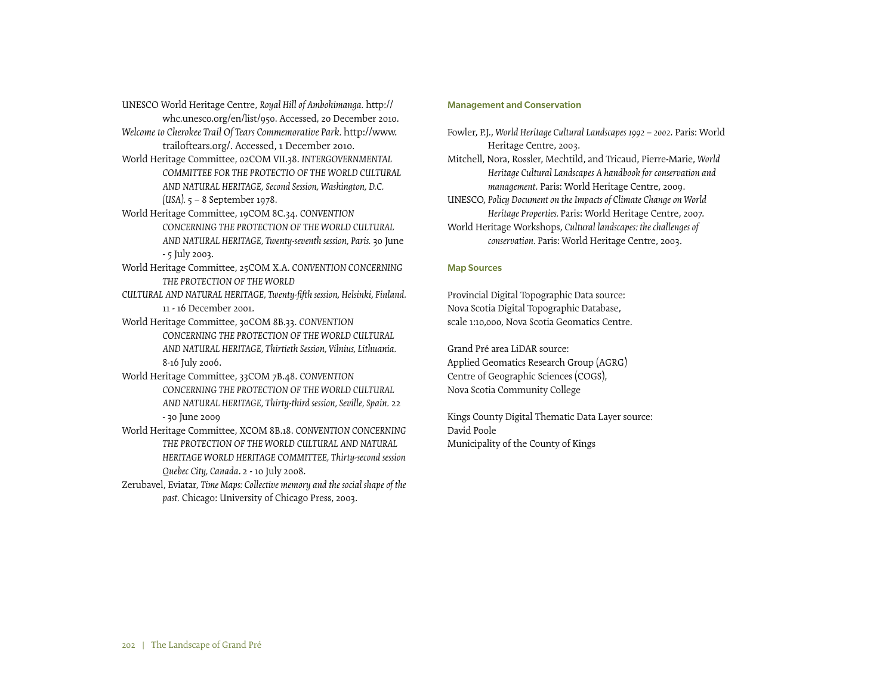UNESCO World Heritage Centre, *Royal Hill of Ambohimanga.* http://whc.unesco.org/en/list/950. Accessed, 20 December 2010.

*Welcome to Cherokee Trail Of Tears Commemorative Park.* http://www.trailoftears.org/. Accessed, 1 December 2010.

World Heritage Committee, 02COM VII.38. *INTERGOVERNMENTAL COMMITTEE FOR THE PROTECTIO OF THE WORLD CULTURAL AND NATURAL HERITAGE, Second Session, Washington, D.C. (USA).* 5 – 8 September 1978.

World Heritage Committee, 19COM 8C.34. *CONVENTION CONCERNING THE PROTECTION OF THE WORLD CULTURAL AND NATURAL HERITAGE, Twenty-seventh session, Paris.* 30 June - 5 July 2003.

World Heritage Committee, 25COM X.A. *CONVENTION CONCERNING THE PROTECTION OF THE WORLD CULTURAL AND NATURAL HERITAGE, Twenty-fifth session, Helsinki, Finland.* 11 - 16 December 2001.

World Heritage Committee, 30COM 8B.33. *CONVENTION CONCERNING THE PROTECTION OF THE WORLD CULTURAL AND NATURAL HERITAGE, Thirtieth Session, Vilnius, Lithuania.* 8-16 July 2006.

World Heritage Committee, 33COM 7B.48. *CONVENTION CONCERNING THE PROTECTION OF THE WORLD CULTURAL AND NATURAL HERITAGE, Thirty-third session, Seville, Spain.* 22 - 30 June 2009

World Heritage Committee, XCOM 8B.18. *CONVENTION CONCERNING THE PROTECTION OF THE WORLD CULTURAL AND NATURAL HERITAGE WORLD HERITAGE COMMITTEE, Thirty-second session Quebec City, Canada*. 2 - 10 July 2008.

Zerubavel, Eviatar, *Time Maps: Collective memory and the social shape of the past.* Chicago: University of Chicago Press, 2003.

### Management and Conservation

Fowler, P.J., *World Heritage Cultural Landscapes 1992 – 2002*. Paris: World Heritage Centre, 2003.

Mitchell, Nora, Rossler, Mechtild, and Tricaud, Pierre-Marie, *World Heritage Cultural Landscapes A handbook for conservation and management*. Paris: World Heritage Centre, 2009.

UNESCO, *Policy Document on the Impacts of Climate Change on World Heritage Properties.* Paris: World Heritage Centre, 2007.

World Heritage Workshops, *Cultural landscapes: the challenges of conservation.* Paris: World Heritage Centre, 2003.

### Map Sources

Provincial Digital Topographic Data source:
Nova Scotia Digital Topographic Database,
scale 1:10,000, Nova Scotia Geomatics Centre.

Grand Pré area LiDAR source:
Applied Geomatics Research Group (AGRG)
Centre of Geographic Sciences (COGS),
Nova Scotia Community College

Kings County Digital Thematic Data Layer source:
David Poole
Municipality of the County of Kings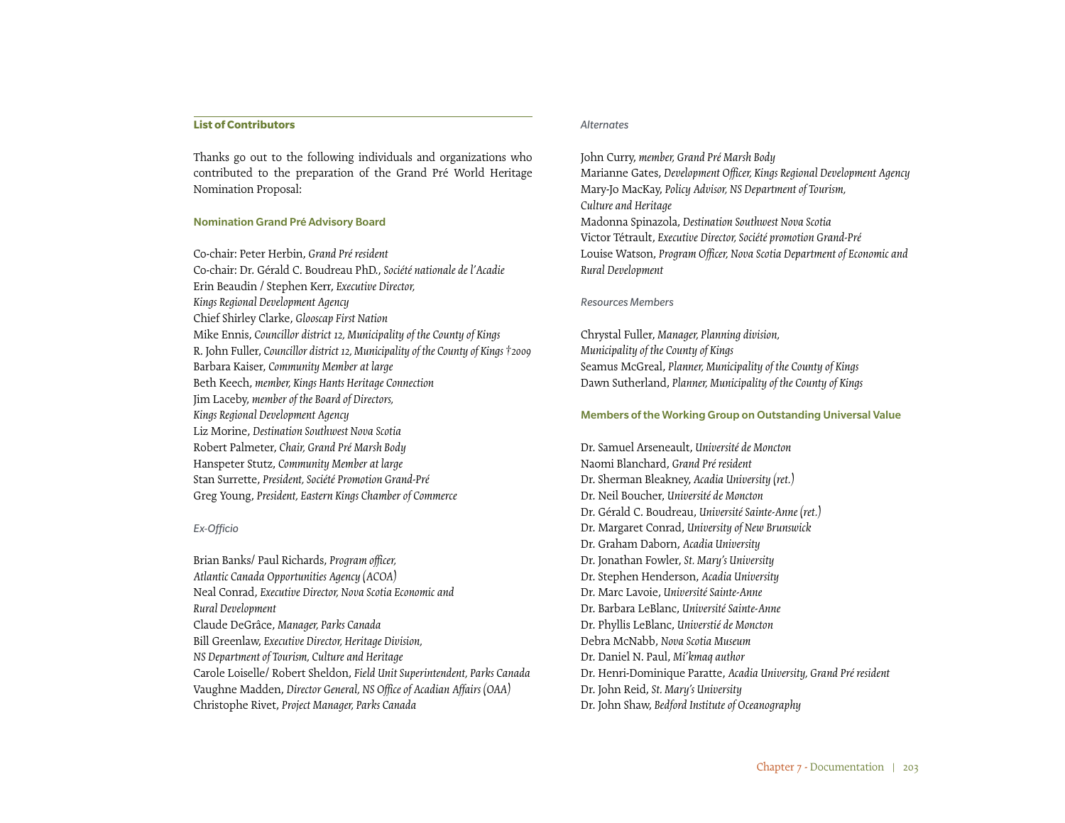## List of Contributors

Thanks go out to the following individuals and organizations who contributed to the preparation of the Grand Pré World Heritage Nomination Proposal:

### Nomination Grand Pré Advisory Board

Co-chair: Peter Herbin, *Grand Pré resident*
Co-chair: Dr. Gérald C. Boudreau PhD., *Société nationale de l'Acadie*
Erin Beaudin / Stephen Kerr, *Executive Director, Kings Regional Development Agency*
Chief Shirley Clarke, *Glooscap First Nation*
Mike Ennis, *Councillor district 12, Municipality of the County of Kings*
R. John Fuller, *Councillor district 12, Municipality of the County of Kings †2009*
Barbara Kaiser, *Community Member at large*
Beth Keech, *member, Kings Hants Heritage Connection*
Jim Laceby, *member of the Board of Directors, Kings Regional Development Agency*
Liz Morine, *Destination Southwest Nova Scotia*
Robert Palmeter, *Chair, Grand Pré Marsh Body*
Hanspeter Stutz, *Community Member at large*
Stan Surrette, *President, Société Promotion Grand-Pré*
Greg Young, *President, Eastern Kings Chamber of Commerce*

*Ex-Officio*

Brian Banks/ Paul Richards, *Program officer, Atlantic Canada Opportunities Agency (ACOA)*
Neal Conrad, *Executive Director, Nova Scotia Economic and Rural Development*
Claude DeGrâce, *Manager, Parks Canada*
Bill Greenlaw, *Executive Director, Heritage Division, NS Department of Tourism, Culture and Heritage*
Carole Loiselle/ Robert Sheldon, *Field Unit Superintendent, Parks Canada*
Vaughne Madden, *Director General, NS Office of Acadian Affairs (OAA)*
Christophe Rivet, *Project Manager, Parks Canada*

*Alternates*

John Curry, *member, Grand Pré Marsh Body*
Marianne Gates, *Development Officer, Kings Regional Development Agency*
Mary-Jo MacKay, *Policy Advisor, NS Department of Tourism, Culture and Heritage*
Madonna Spinazola, *Destination Southwest Nova Scotia*
Victor Tétrault, *Executive Director, Société promotion Grand-Pré*
Louise Watson, *Program Officer, Nova Scotia Department of Economic and Rural Development*

*Resources Members*

Chrystal Fuller, *Manager, Planning division, Municipality of the County of Kings*
Seamus McGreal, *Planner, Municipality of the County of Kings*
Dawn Sutherland, *Planner, Municipality of the County of Kings*

### Members of the Working Group on Outstanding Universal Value

Dr. Samuel Arseneault, *Université de Moncton*
Naomi Blanchard, *Grand Pré resident*
Dr. Sherman Bleakney, *Acadia University (ret.)*
Dr. Neil Boucher, *Université de Moncton*
Dr. Gérald C. Boudreau, *Université Sainte-Anne (ret.)*
Dr. Margaret Conrad, *University of New Brunswick*
Dr. Graham Daborn, *Acadia University*
Dr. Jonathan Fowler, *St. Mary's University*
Dr. Stephen Henderson, *Acadia University*
Dr. Marc Lavoie, *Université Sainte-Anne*
Dr. Barbara LeBlanc, *Université Sainte-Anne*
Dr. Phyllis LeBlanc, *Universtié de Moncton*
Debra McNabb, *Nova Scotia Museum*
Dr. Daniel N. Paul, *Mi'kmaq author*
Dr. Henri-Dominique Paratte, *Acadia University, Grand Pré resident*
Dr. John Reid, *St. Mary's University*
Dr. John Shaw, *Bedford Institute of Oceanography*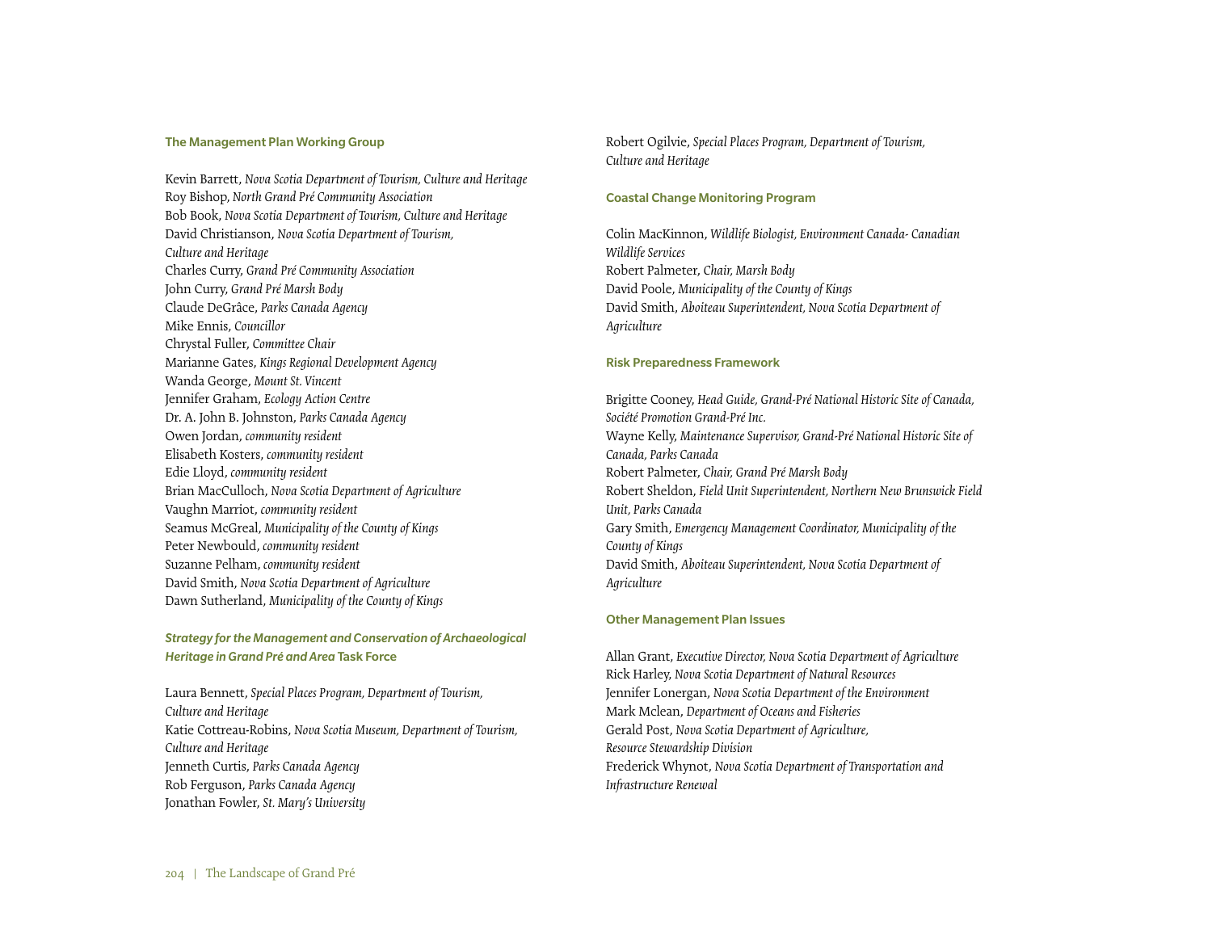### The Management Plan Working Group

Kevin Barrett, *Nova Scotia Department of Tourism, Culture and Heritage*
Roy Bishop, *North Grand Pré Community Association*
Bob Book, *Nova Scotia Department of Tourism, Culture and Heritage*
David Christianson, *Nova Scotia Department of Tourism, Culture and Heritage*
Charles Curry, *Grand Pré Community Association*
John Curry, *Grand Pré Marsh Body*
Claude DeGrâce, *Parks Canada Agency*
Mike Ennis, *Councillor*
Chrystal Fuller, *Committee Chair*
Marianne Gates, *Kings Regional Development Agency*
Wanda George, *Mount St. Vincent*
Jennifer Graham, *Ecology Action Centre*
Dr. A. John B. Johnston, *Parks Canada Agency*
Owen Jordan, *community resident*
Elisabeth Kosters, *community resident*
Edie Lloyd, *community resident*
Brian MacCulloch, *Nova Scotia Department of Agriculture*
Vaughn Marriot, *community resident*
Seamus McGreal, *Municipality of the County of Kings*
Peter Newbould, *community resident*
Suzanne Pelham, *community resident*
David Smith, *Nova Scotia Department of Agriculture*
Dawn Sutherland, *Municipality of the County of Kings*

### *Strategy for the Management and Conservation of Archaeological Heritage in Grand Pré and Area* Task Force

Laura Bennett, *Special Places Program, Department of Tourism, Culture and Heritage*
Katie Cottreau-Robins, *Nova Scotia Museum, Department of Tourism, Culture and Heritage*
Jenneth Curtis, *Parks Canada Agency*
Rob Ferguson, *Parks Canada Agency*
Jonathan Fowler, *St. Mary's University*
Robert Ogilvie, *Special Places Program, Department of Tourism, Culture and Heritage*

### Coastal Change Monitoring Program

Colin MacKinnon, *Wildlife Biologist, Environment Canada- Canadian Wildlife Services*
Robert Palmeter, *Chair, Marsh Body*
David Poole, *Municipality of the County of Kings*
David Smith, *Aboiteau Superintendent, Nova Scotia Department of Agriculture*

### Risk Preparedness Framework

Brigitte Cooney, *Head Guide, Grand-Pré National Historic Site of Canada, Société Promotion Grand-Pré Inc.*
Wayne Kelly, *Maintenance Supervisor, Grand-Pré National Historic Site of Canada, Parks Canada*
Robert Palmeter, *Chair, Grand Pré Marsh Body*
Robert Sheldon, *Field Unit Superintendent, Northern New Brunswick Field Unit, Parks Canada*
Gary Smith, *Emergency Management Coordinator, Municipality of the County of Kings*
David Smith, *Aboiteau Superintendent, Nova Scotia Department of Agriculture*

### Other Management Plan Issues

Allan Grant, *Executive Director, Nova Scotia Department of Agriculture*
Rick Harley, *Nova Scotia Department of Natural Resources*
Jennifer Lonergan, *Nova Scotia Department of the Environment*
Mark Mclean, *Department of Oceans and Fisheries*
Gerald Post, *Nova Scotia Department of Agriculture, Resource Stewardship Division*
Frederick Whynot, *Nova Scotia Department of Transportation and Infrastructure Renewal*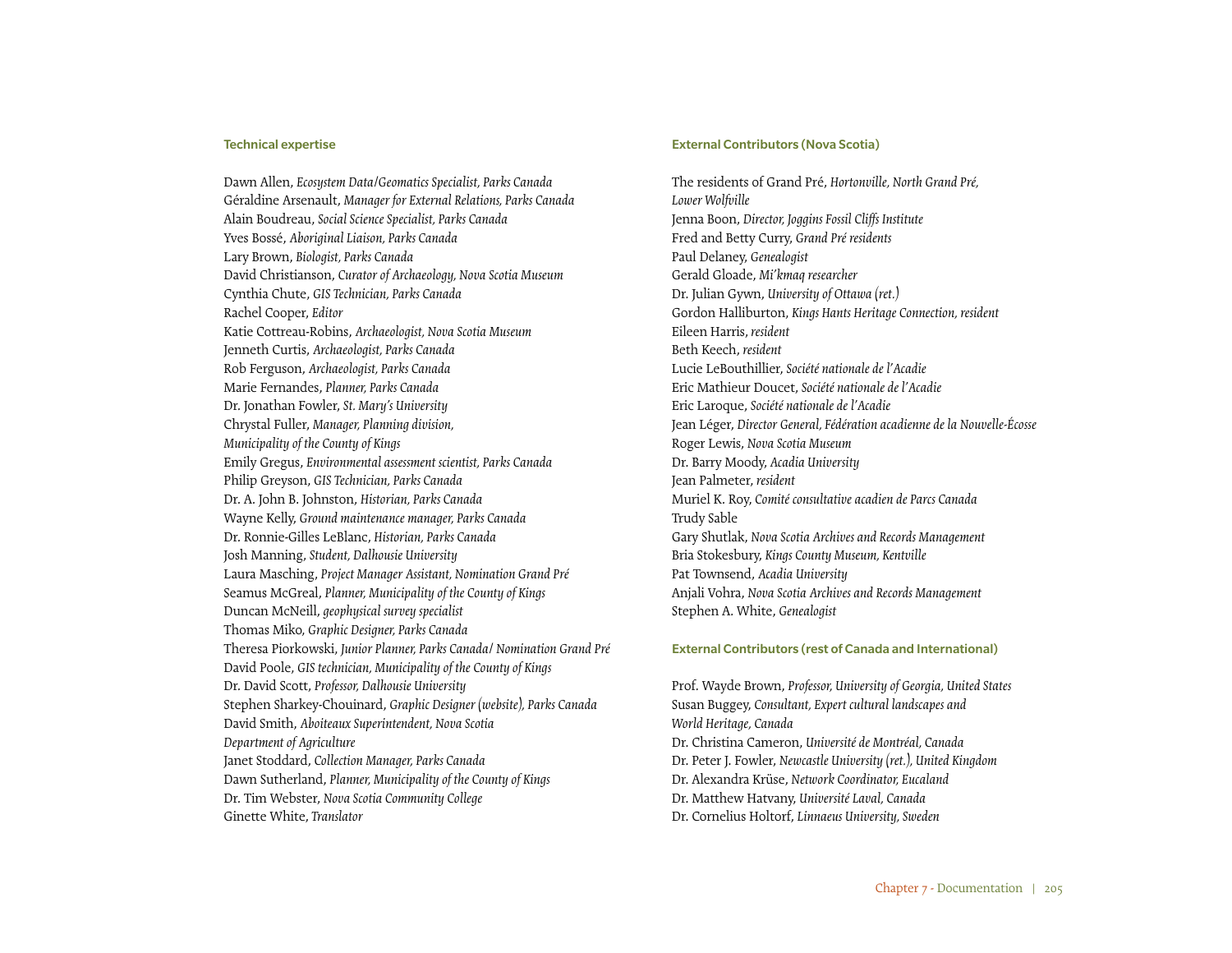### Technical expertise

Dawn Allen, *Ecosystem Data/Geomatics Specialist, Parks Canada*
Géraldine Arsenault, *Manager for External Relations, Parks Canada*
Alain Boudreau, *Social Science Specialist, Parks Canada*
Yves Bossé, *Aboriginal Liaison, Parks Canada*
Lary Brown, *Biologist, Parks Canada*
David Christianson, *Curator of Archaeology, Nova Scotia Museum*
Cynthia Chute, *GIS Technician, Parks Canada*
Rachel Cooper, *Editor*
Katie Cottreau-Robins, *Archaeologist, Nova Scotia Museum*
Jenneth Curtis, *Archaeologist, Parks Canada*
Rob Ferguson, *Archaeologist, Parks Canada*
Marie Fernandes, *Planner, Parks Canada*
Dr. Jonathan Fowler, *St. Mary's University*
Chrystal Fuller, *Manager, Planning division, Municipality of the County of Kings*
Emily Gregus, *Environmental assessment scientist, Parks Canada*
Philip Greyson, *GIS Technician, Parks Canada*
Dr. A. John B. Johnston, *Historian, Parks Canada*
Wayne Kelly, *Ground maintenance manager, Parks Canada*
Dr. Ronnie-Gilles LeBlanc, *Historian, Parks Canada*
Josh Manning, *Student, Dalhousie University*
Laura Masching, *Project Manager Assistant, Nomination Grand Pré*
Seamus McGreal, *Planner, Municipality of the County of Kings*
Duncan McNeill, *geophysical survey specialist*
Thomas Miko, *Graphic Designer, Parks Canada*
Theresa Piorkowski, *Junior Planner, Parks Canada/ Nomination Grand Pré*
David Poole, *GIS technician, Municipality of the County of Kings*
Dr. David Scott, *Professor, Dalhousie University*
Stephen Sharkey-Chouinard, *Graphic Designer (website), Parks Canada*
David Smith, *Aboiteaux Superintendent, Nova Scotia Department of Agriculture*
Janet Stoddard, *Collection Manager, Parks Canada*
Dawn Sutherland, *Planner, Municipality of the County of Kings*
Dr. Tim Webster, *Nova Scotia Community College*
Ginette White, *Translator*

### External Contributors (Nova Scotia)

The residents of Grand Pré, *Hortonville, North Grand Pré, Lower Wolfville*
Jenna Boon, *Director, Joggins Fossil Cliffs Institute*
Fred and Betty Curry, *Grand Pré residents*
Paul Delaney, *Genealogist*
Gerald Gloade, *Mi'kmaq researcher*
Dr. Julian Gwyn, *University of Ottawa (ret.)*
Gordon Halliburton, *Kings Hants Heritage Connection, resident*
Eileen Harris, *resident*
Beth Keech, *resident*
Lucie LeBouthillier, *Société nationale de l'Acadie*
Eric Mathieur Doucet, *Société nationale de l'Acadie*
Eric Laroque, *Société nationale de l'Acadie*
Jean Léger, *Director General, Fédération acadienne de la Nouvelle-Écosse*
Roger Lewis, *Nova Scotia Museum*
Dr. Barry Moody, *Acadia University*
Jean Palmeter, *resident*
Muriel K. Roy, *Comité consultative acadien de Parcs Canada*
Trudy Sable
Gary Shutlak, *Nova Scotia Archives and Records Management*
Bria Stokesbury, *Kings County Museum, Kentville*
Pat Townsend, *Acadia University*
Anjali Vohra, *Nova Scotia Archives and Records Management*
Stephen A. White, *Genealogist*

### External Contributors (rest of Canada and International)

Prof. Wayde Brown, *Professor, University of Georgia, United States*
Susan Buggey, *Consultant, Expert cultural landscapes and World Heritage, Canada*
Dr. Christina Cameron, *Université de Montréal, Canada*
Dr. Peter J. Fowler, *Newcastle University (ret.), United Kingdom*
Dr. Alexandra Krüse, *Network Coordinator, Eucaland*
Dr. Matthew Hatvany, *Université Laval, Canada*
Dr. Cornelius Holtorf, *Linnaeus University, Sweden*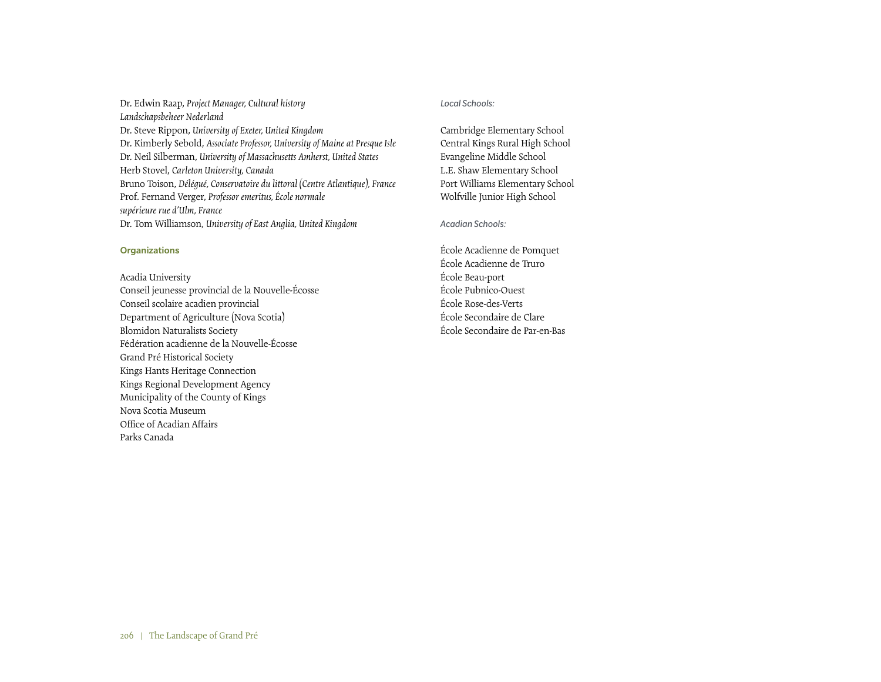Dr. Edwin Raap, *Project Manager, Cultural history Landschapsbeheer Nederland*
Dr. Steve Rippon, *University of Exeter, United Kingdom*
Dr. Kimberly Sebold, *Associate Professor, University of Maine at Presque Isle*
Dr. Neil Silberman, *University of Massachusetts Amherst, United States*
Herb Stovel, *Carleton University, Canada*
Bruno Toison, *Délégué, Conservatoire du littoral (Centre Atlantique), France*
Prof. Fernand Verger, *Professor emeritus, École normale supérieure rue d'Ulm, France*
Dr. Tom Williamson, *University of East Anglia, United Kingdom*

**Organizations**

Acadia University
Conseil jeunesse provincial de la Nouvelle-Écosse
Conseil scolaire acadien provincial
Department of Agriculture (Nova Scotia)
Blomidon Naturalists Society
Fédération acadienne de la Nouvelle-Écosse
Grand Pré Historical Society
Kings Hants Heritage Connection
Kings Regional Development Agency
Municipality of the County of Kings
Nova Scotia Museum
Office of Acadian Affairs
Parks Canada

*Local Schools:*

Cambridge Elementary School
Central Kings Rural High School
Evangeline Middle School
L.E. Shaw Elementary School
Port Williams Elementary School
Wolfville Junior High School

*Acadian Schools:*

École Acadienne de Pomquet
École Acadienne de Truro
École Beau-port
École Pubnico-Ouest
École Rose-des-Verts
École Secondaire de Clare
École Secondaire de Par-en-Bas